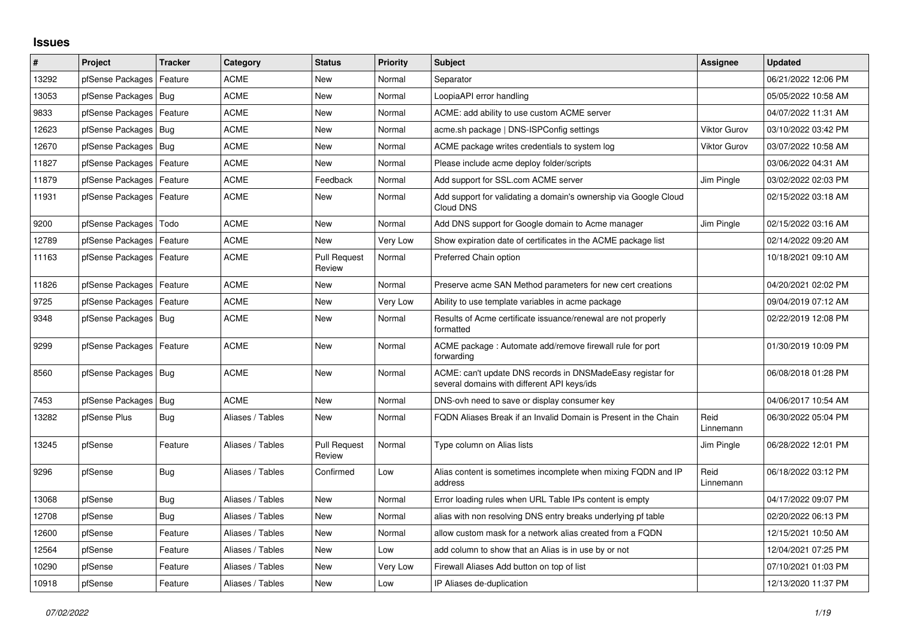# Issues

| # | Project | Tracker | Category | Status | Priority | Subject | Assignee | Updated |
|---|---|---|---|---|---|---|---|---|
| 13292 | pfSense Packages | Feature | ACME | New | Normal | Separator | | 06/21/2022 12:06 PM |
| 13053 | pfSense Packages | Bug | ACME | New | Normal | LoopiaAPI error handling | | 05/05/2022 10:58 AM |
| 9833 | pfSense Packages | Feature | ACME | New | Normal | ACME: add ability to use custom ACME server | | 04/07/2022 11:31 AM |
| 12623 | pfSense Packages | Bug | ACME | New | Normal | acme.sh package \| DNS-ISPConfig settings | Viktor Gurov | 03/10/2022 03:42 PM |
| 12670 | pfSense Packages | Bug | ACME | New | Normal | ACME package writes credentials to system log | Viktor Gurov | 03/07/2022 10:58 AM |
| 11827 | pfSense Packages | Feature | ACME | New | Normal | Please include acme deploy folder/scripts | | 03/06/2022 04:31 AM |
| 11879 | pfSense Packages | Feature | ACME | Feedback | Normal | Add support for SSL.com ACME server | Jim Pingle | 03/02/2022 02:03 PM |
| 11931 | pfSense Packages | Feature | ACME | New | Normal | Add support for validating a domain's ownership via Google Cloud Cloud DNS | | 02/15/2022 03:18 AM |
| 9200 | pfSense Packages | Todo | ACME | New | Normal | Add DNS support for Google domain to Acme manager | Jim Pingle | 02/15/2022 03:16 AM |
| 12789 | pfSense Packages | Feature | ACME | New | Very Low | Show expiration date of certificates in the ACME package list | | 02/14/2022 09:20 AM |
| 11163 | pfSense Packages | Feature | ACME | Pull Request Review | Normal | Preferred Chain option | | 10/18/2021 09:10 AM |
| 11826 | pfSense Packages | Feature | ACME | New | Normal | Preserve acme SAN Method parameters for new cert creations | | 04/20/2021 02:02 PM |
| 9725 | pfSense Packages | Feature | ACME | New | Very Low | Ability to use template variables in acme package | | 09/04/2019 07:12 AM |
| 9348 | pfSense Packages | Bug | ACME | New | Normal | Results of Acme certificate issuance/renewal are not properly formatted | | 02/22/2019 12:08 PM |
| 9299 | pfSense Packages | Feature | ACME | New | Normal | ACME package : Automate add/remove firewall rule for port forwarding | | 01/30/2019 10:09 PM |
| 8560 | pfSense Packages | Bug | ACME | New | Normal | ACME: can't update DNS records in DNSMadeEasy registar for several domains with different API keys/ids | | 06/08/2018 01:28 PM |
| 7453 | pfSense Packages | Bug | ACME | New | Normal | DNS-ovh need to save or display consumer key | | 04/06/2017 10:54 AM |
| 13282 | pfSense Plus | Bug | Aliases / Tables | New | Normal | FQDN Aliases Break if an Invalid Domain is Present in the Chain | Reid Linnemann | 06/30/2022 05:04 PM |
| 13245 | pfSense | Feature | Aliases / Tables | Pull Request Review | Normal | Type column on Alias lists | Jim Pingle | 06/28/2022 12:01 PM |
| 9296 | pfSense | Bug | Aliases / Tables | Confirmed | Low | Alias content is sometimes incomplete when mixing FQDN and IP address | Reid Linnemann | 06/18/2022 03:12 PM |
| 13068 | pfSense | Bug | Aliases / Tables | New | Normal | Error loading rules when URL Table IPs content is empty | | 04/17/2022 09:07 PM |
| 12708 | pfSense | Bug | Aliases / Tables | New | Normal | alias with non resolving DNS entry breaks underlying pf table | | 02/20/2022 06:13 PM |
| 12600 | pfSense | Feature | Aliases / Tables | New | Normal | allow custom mask for a network alias created from a FQDN | | 12/15/2021 10:50 AM |
| 12564 | pfSense | Feature | Aliases / Tables | New | Low | add column to show that an Alias is in use by or not | | 12/04/2021 07:25 PM |
| 10290 | pfSense | Feature | Aliases / Tables | New | Very Low | Firewall Aliases Add button on top of list | | 07/10/2021 01:03 PM |
| 10918 | pfSense | Feature | Aliases / Tables | New | Low | IP Aliases de-duplication | | 12/13/2020 11:37 PM |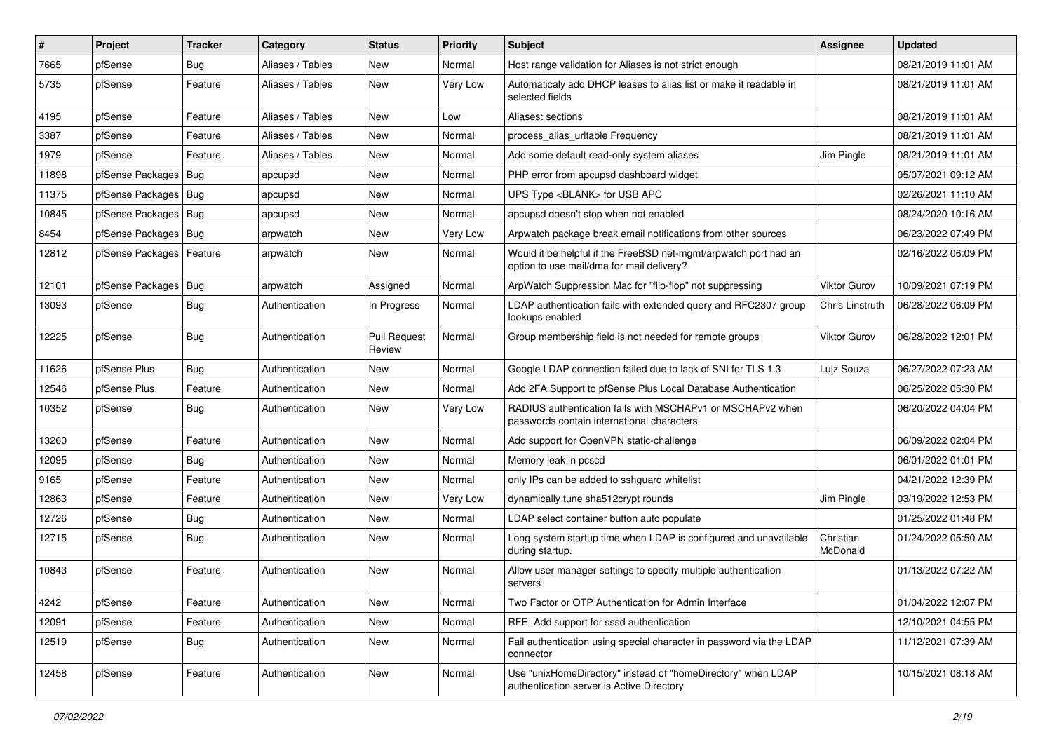| # | Project | Tracker | Category | Status | Priority | Subject | Assignee | Updated |
|---|---|---|---|---|---|---|---|---|
| 7665 | pfSense | Bug | Aliases / Tables | New | Normal | Host range validation for Aliases is not strict enough | | 08/21/2019 11:01 AM |
| 5735 | pfSense | Feature | Aliases / Tables | New | Very Low | Automaticaly add DHCP leases to alias list or make it readable in selected fields | | 08/21/2019 11:01 AM |
| 4195 | pfSense | Feature | Aliases / Tables | New | Low | Aliases: sections | | 08/21/2019 11:01 AM |
| 3387 | pfSense | Feature | Aliases / Tables | New | Normal | process_alias_urltable Frequency | | 08/21/2019 11:01 AM |
| 1979 | pfSense | Feature | Aliases / Tables | New | Normal | Add some default read-only system aliases | Jim Pingle | 08/21/2019 11:01 AM |
| 11898 | pfSense Packages | Bug | apcupsd | New | Normal | PHP error from apcupsd dashboard widget | | 05/07/2021 09:12 AM |
| 11375 | pfSense Packages | Bug | apcupsd | New | Normal | UPS Type <BLANK> for USB APC | | 02/26/2021 11:10 AM |
| 10845 | pfSense Packages | Bug | apcupsd | New | Normal | apcupsd doesn't stop when not enabled | | 08/24/2020 10:16 AM |
| 8454 | pfSense Packages | Bug | arpwatch | New | Very Low | Arpwatch package break email notifications from other sources | | 06/23/2022 07:49 PM |
| 12812 | pfSense Packages | Feature | arpwatch | New | Normal | Would it be helpful if the FreeBSD net-mgmt/arpwatch port had an option to use mail/dma for mail delivery? | | 02/16/2022 06:09 PM |
| 12101 | pfSense Packages | Bug | arpwatch | Assigned | Normal | ArpWatch Suppression Mac for "flip-flop" not suppressing | Viktor Gurov | 10/09/2021 07:19 PM |
| 13093 | pfSense | Bug | Authentication | In Progress | Normal | LDAP authentication fails with extended query and RFC2307 group lookups enabled | Chris Linstruth | 06/28/2022 06:09 PM |
| 12225 | pfSense | Bug | Authentication | Pull Request Review | Normal | Group membership field is not needed for remote groups | Viktor Gurov | 06/28/2022 12:01 PM |
| 11626 | pfSense Plus | Bug | Authentication | New | Normal | Google LDAP connection failed due to lack of SNI for TLS 1.3 | Luiz Souza | 06/27/2022 07:23 AM |
| 12546 | pfSense Plus | Feature | Authentication | New | Normal | Add 2FA Support to pfSense Plus Local Database Authentication | | 06/25/2022 05:30 PM |
| 10352 | pfSense | Bug | Authentication | New | Very Low | RADIUS authentication fails with MSCHAPv1 or MSCHAPv2 when passwords contain international characters | | 06/20/2022 04:04 PM |
| 13260 | pfSense | Feature | Authentication | New | Normal | Add support for OpenVPN static-challenge | | 06/09/2022 02:04 PM |
| 12095 | pfSense | Bug | Authentication | New | Normal | Memory leak in pcscd | | 06/01/2022 01:01 PM |
| 9165 | pfSense | Feature | Authentication | New | Normal | only IPs can be added to sshguard whitelist | | 04/21/2022 12:39 PM |
| 12863 | pfSense | Feature | Authentication | New | Very Low | dynamically tune sha512crypt rounds | Jim Pingle | 03/19/2022 12:53 PM |
| 12726 | pfSense | Bug | Authentication | New | Normal | LDAP select container button auto populate | | 01/25/2022 01:48 PM |
| 12715 | pfSense | Bug | Authentication | New | Normal | Long system startup time when LDAP is configured and unavailable during startup. | Christian McDonald | 01/24/2022 05:50 AM |
| 10843 | pfSense | Feature | Authentication | New | Normal | Allow user manager settings to specify multiple authentication servers | | 01/13/2022 07:22 AM |
| 4242 | pfSense | Feature | Authentication | New | Normal | Two Factor or OTP Authentication for Admin Interface | | 01/04/2022 12:07 PM |
| 12091 | pfSense | Feature | Authentication | New | Normal | RFE: Add support for sssd authentication | | 12/10/2021 04:55 PM |
| 12519 | pfSense | Bug | Authentication | New | Normal | Fail authentication using special character in password via the LDAP connector | | 11/12/2021 07:39 AM |
| 12458 | pfSense | Feature | Authentication | New | Normal | Use "unixHomeDirectory" instead of "homeDirectory" when LDAP authentication server is Active Directory | | 10/15/2021 08:18 AM |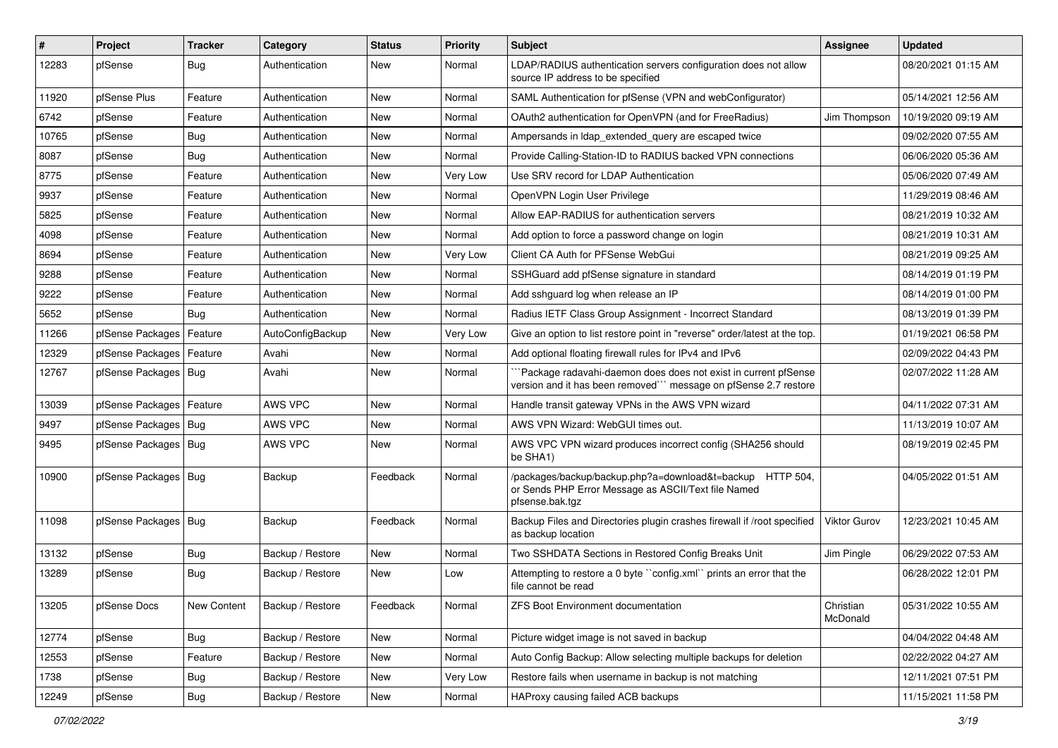| # | Project | Tracker | Category | Status | Priority | Subject | Assignee | Updated |
| --- | --- | --- | --- | --- | --- | --- | --- | --- |
| 12283 | pfSense | Bug | Authentication | New | Normal | LDAP/RADIUS authentication servers configuration does not allow source IP address to be specified | | 08/20/2021 01:15 AM |
| 11920 | pfSense Plus | Feature | Authentication | New | Normal | SAML Authentication for pfSense (VPN and webConfigurator) | | 05/14/2021 12:56 AM |
| 6742 | pfSense | Feature | Authentication | New | Normal | OAuth2 authentication for OpenVPN (and for FreeRadius) | Jim Thompson | 10/19/2020 09:19 AM |
| 10765 | pfSense | Bug | Authentication | New | Normal | Ampersands in ldap_extended_query are escaped twice | | 09/02/2020 07:55 AM |
| 8087 | pfSense | Bug | Authentication | New | Normal | Provide Calling-Station-ID to RADIUS backed VPN connections | | 06/06/2020 05:36 AM |
| 8775 | pfSense | Feature | Authentication | New | Very Low | Use SRV record for LDAP Authentication | | 05/06/2020 07:49 AM |
| 9937 | pfSense | Feature | Authentication | New | Normal | OpenVPN Login User Privilege | | 11/29/2019 08:46 AM |
| 5825 | pfSense | Feature | Authentication | New | Normal | Allow EAP-RADIUS for authentication servers | | 08/21/2019 10:32 AM |
| 4098 | pfSense | Feature | Authentication | New | Normal | Add option to force a password change on login | | 08/21/2019 10:31 AM |
| 8694 | pfSense | Feature | Authentication | New | Very Low | Client CA Auth for PFSense WebGui | | 08/21/2019 09:25 AM |
| 9288 | pfSense | Feature | Authentication | New | Normal | SSHGuard add pfSense signature in standard | | 08/14/2019 01:19 PM |
| 9222 | pfSense | Feature | Authentication | New | Normal | Add sshguard log when release an IP | | 08/14/2019 01:00 PM |
| 5652 | pfSense | Bug | Authentication | New | Normal | Radius IETF Class Group Assignment - Incorrect Standard | | 08/13/2019 01:39 PM |
| 11266 | pfSense Packages | Feature | AutoConfigBackup | New | Very Low | Give an option to list restore point in "reverse" order/latest at the top. | | 01/19/2021 06:58 PM |
| 12329 | pfSense Packages | Feature | Avahi | New | Normal | Add optional floating firewall rules for IPv4 and IPv6 | | 02/09/2022 04:43 PM |
| 12767 | pfSense Packages | Bug | Avahi | New | Normal | ```Package radavahi-daemon does does not exist in current pfSense version and it has been removed``` message on pfSense 2.7 restore | | 02/07/2022 11:28 AM |
| 13039 | pfSense Packages | Feature | AWS VPC | New | Normal | Handle transit gateway VPNs in the AWS VPN wizard | | 04/11/2022 07:31 AM |
| 9497 | pfSense Packages | Bug | AWS VPC | New | Normal | AWS VPN Wizard: WebGUI times out. | | 11/13/2019 10:07 AM |
| 9495 | pfSense Packages | Bug | AWS VPC | New | Normal | AWS VPC VPN wizard produces incorrect config (SHA256 should be SHA1) | | 08/19/2019 02:45 PM |
| 10900 | pfSense Packages | Bug | Backup | Feedback | Normal | /packages/backup/backup.php?a=download&t=backup HTTP 504, or Sends PHP Error Message as ASCII/Text file Named pfsense.bak.tgz | | 04/05/2022 01:51 AM |
| 11098 | pfSense Packages | Bug | Backup | Feedback | Normal | Backup Files and Directories plugin crashes firewall if /root specified as backup location | Viktor Gurov | 12/23/2021 10:45 AM |
| 13132 | pfSense | Bug | Backup / Restore | New | Normal | Two SSHDATA Sections in Restored Config Breaks Unit | Jim Pingle | 06/29/2022 07:53 AM |
| 13289 | pfSense | Bug | Backup / Restore | New | Low | Attempting to restore a 0 byte ``config.xml`` prints an error that the file cannot be read | | 06/28/2022 12:01 PM |
| 13205 | pfSense Docs | New Content | Backup / Restore | Feedback | Normal | ZFS Boot Environment documentation | Christian McDonald | 05/31/2022 10:55 AM |
| 12774 | pfSense | Bug | Backup / Restore | New | Normal | Picture widget image is not saved in backup | | 04/04/2022 04:48 AM |
| 12553 | pfSense | Feature | Backup / Restore | New | Normal | Auto Config Backup: Allow selecting multiple backups for deletion | | 02/22/2022 04:27 AM |
| 1738 | pfSense | Bug | Backup / Restore | New | Very Low | Restore fails when username in backup is not matching | | 12/11/2021 07:51 PM |
| 12249 | pfSense | Bug | Backup / Restore | New | Normal | HAProxy causing failed ACB backups | | 11/15/2021 11:58 PM |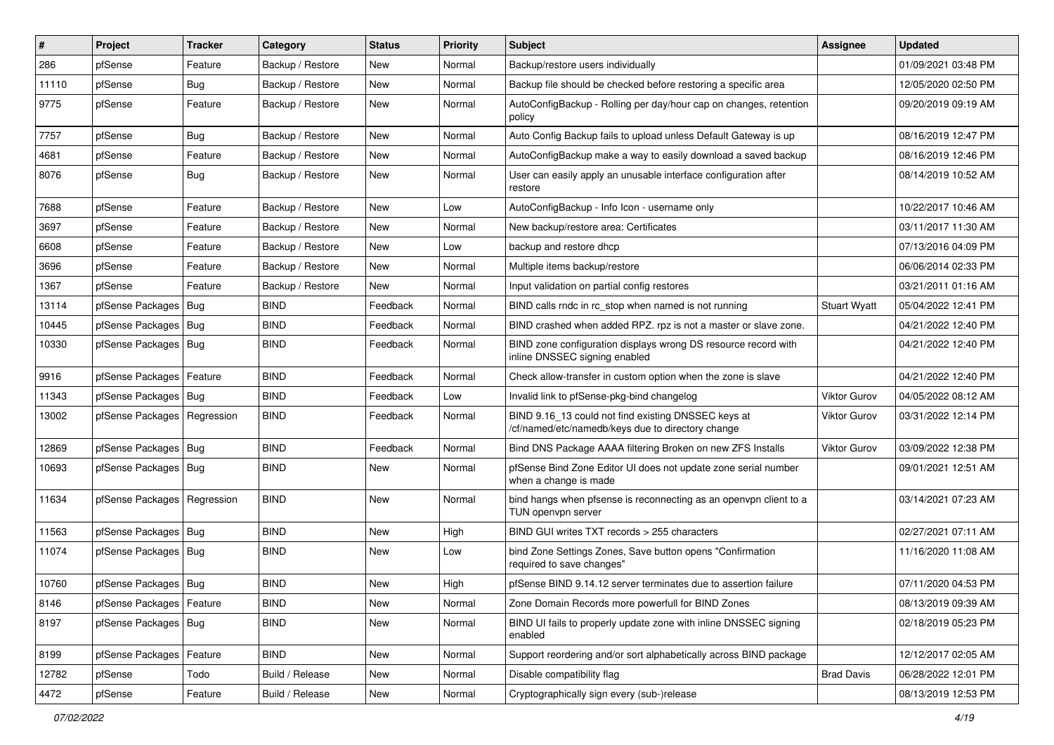| # | Project | Tracker | Category | Status | Priority | Subject | Assignee | Updated |
|---|---|---|---|---|---|---|---|---|
| 286 | pfSense | Feature | Backup / Restore | New | Normal | Backup/restore users individually | | 01/09/2021 03:48 PM |
| 11110 | pfSense | Bug | Backup / Restore | New | Normal | Backup file should be checked before restoring a specific area | | 12/05/2020 02:50 PM |
| 9775 | pfSense | Feature | Backup / Restore | New | Normal | AutoConfigBackup - Rolling per day/hour cap on changes, retention policy | | 09/20/2019 09:19 AM |
| 7757 | pfSense | Bug | Backup / Restore | New | Normal | Auto Config Backup fails to upload unless Default Gateway is up | | 08/16/2019 12:47 PM |
| 4681 | pfSense | Feature | Backup / Restore | New | Normal | AutoConfigBackup make a way to easily download a saved backup | | 08/16/2019 12:46 PM |
| 8076 | pfSense | Bug | Backup / Restore | New | Normal | User can easily apply an unusable interface configuration after restore | | 08/14/2019 10:52 AM |
| 7688 | pfSense | Feature | Backup / Restore | New | Low | AutoConfigBackup - Info Icon - username only | | 10/22/2017 10:46 AM |
| 3697 | pfSense | Feature | Backup / Restore | New | Normal | New backup/restore area: Certificates | | 03/11/2017 11:30 AM |
| 6608 | pfSense | Feature | Backup / Restore | New | Low | backup and restore dhcp | | 07/13/2016 04:09 PM |
| 3696 | pfSense | Feature | Backup / Restore | New | Normal | Multiple items backup/restore | | 06/06/2014 02:33 PM |
| 1367 | pfSense | Feature | Backup / Restore | New | Normal | Input validation on partial config restores | | 03/21/2011 01:16 AM |
| 13114 | pfSense Packages | Bug | BIND | Feedback | Normal | BIND calls rndc in rc_stop when named is not running | Stuart Wyatt | 05/04/2022 12:41 PM |
| 10445 | pfSense Packages | Bug | BIND | Feedback | Normal | BIND crashed when added RPZ. rpz is not a master or slave zone. | | 04/21/2022 12:40 PM |
| 10330 | pfSense Packages | Bug | BIND | Feedback | Normal | BIND zone configuration displays wrong DS resource record with inline DNSSEC signing enabled | | 04/21/2022 12:40 PM |
| 9916 | pfSense Packages | Feature | BIND | Feedback | Normal | Check allow-transfer in custom option when the zone is slave | | 04/21/2022 12:40 PM |
| 11343 | pfSense Packages | Bug | BIND | Feedback | Low | Invalid link to pfSense-pkg-bind changelog | Viktor Gurov | 04/05/2022 08:12 AM |
| 13002 | pfSense Packages | Regression | BIND | Feedback | Normal | BIND 9.16_13 could not find existing DNSSEC keys at /cf/named/etc/namedb/keys due to directory change | Viktor Gurov | 03/31/2022 12:14 PM |
| 12869 | pfSense Packages | Bug | BIND | Feedback | Normal | Bind DNS Package AAAA filtering Broken on new ZFS Installs | Viktor Gurov | 03/09/2022 12:38 PM |
| 10693 | pfSense Packages | Bug | BIND | New | Normal | pfSense Bind Zone Editor UI does not update zone serial number when a change is made | | 09/01/2021 12:51 AM |
| 11634 | pfSense Packages | Regression | BIND | New | Normal | bind hangs when pfsense is reconnecting as an openvpn client to a TUN openvpn server | | 03/14/2021 07:23 AM |
| 11563 | pfSense Packages | Bug | BIND | New | High | BIND GUI writes TXT records > 255 characters | | 02/27/2021 07:11 AM |
| 11074 | pfSense Packages | Bug | BIND | New | Low | bind Zone Settings Zones, Save button opens "Confirmation required to save changes" | | 11/16/2020 11:08 AM |
| 10760 | pfSense Packages | Bug | BIND | New | High | pfSense BIND 9.14.12 server terminates due to assertion failure | | 07/11/2020 04:53 PM |
| 8146 | pfSense Packages | Feature | BIND | New | Normal | Zone Domain Records more powerfull for BIND Zones | | 08/13/2019 09:39 AM |
| 8197 | pfSense Packages | Bug | BIND | New | Normal | BIND UI fails to properly update zone with inline DNSSEC signing enabled | | 02/18/2019 05:23 PM |
| 8199 | pfSense Packages | Feature | BIND | New | Normal | Support reordering and/or sort alphabetically across BIND package | | 12/12/2017 02:05 AM |
| 12782 | pfSense | Todo | Build / Release | New | Normal | Disable compatibility flag | Brad Davis | 06/28/2022 12:01 PM |
| 4472 | pfSense | Feature | Build / Release | New | Normal | Cryptographically sign every (sub-)release | | 08/13/2019 12:53 PM |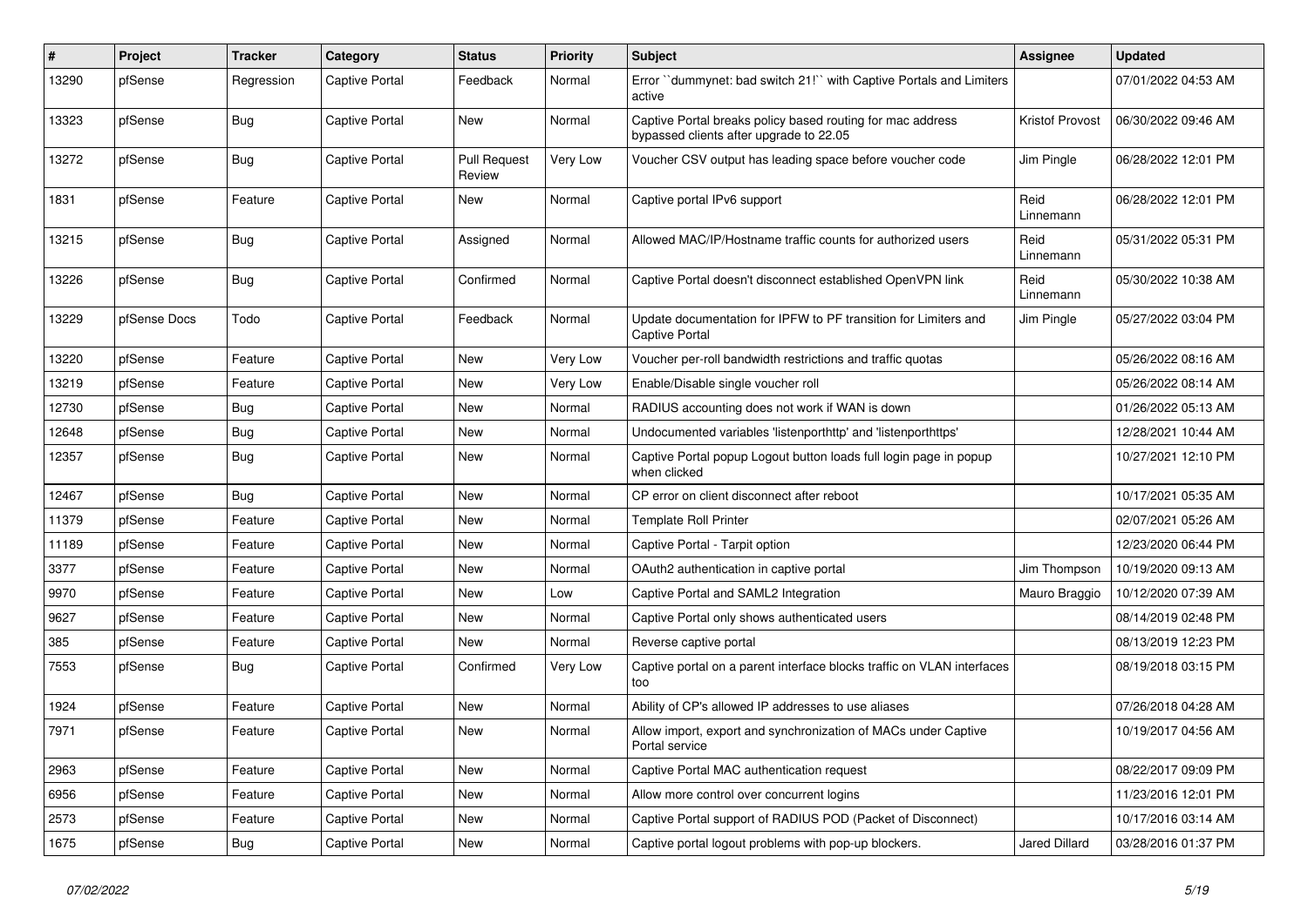| # | Project | Tracker | Category | Status | Priority | Subject | Assignee | Updated |
|---|---|---|---|---|---|---|---|---|
| 13290 | pfSense | Regression | Captive Portal | Feedback | Normal | Error ``dummynet: bad switch 21!`` with Captive Portals and Limiters active | | 07/01/2022 04:53 AM |
| 13323 | pfSense | Bug | Captive Portal | New | Normal | Captive Portal breaks policy based routing for mac address bypassed clients after upgrade to 22.05 | Kristof Provost | 06/30/2022 09:46 AM |
| 13272 | pfSense | Bug | Captive Portal | Pull Request Review | Very Low | Voucher CSV output has leading space before voucher code | Jim Pingle | 06/28/2022 12:01 PM |
| 1831 | pfSense | Feature | Captive Portal | New | Normal | Captive portal IPv6 support | Reid Linnemann | 06/28/2022 12:01 PM |
| 13215 | pfSense | Bug | Captive Portal | Assigned | Normal | Allowed MAC/IP/Hostname traffic counts for authorized users | Reid Linnemann | 05/31/2022 05:31 PM |
| 13226 | pfSense | Bug | Captive Portal | Confirmed | Normal | Captive Portal doesn't disconnect established OpenVPN link | Reid Linnemann | 05/30/2022 10:38 AM |
| 13229 | pfSense Docs | Todo | Captive Portal | Feedback | Normal | Update documentation for IPFW to PF transition for Limiters and Captive Portal | Jim Pingle | 05/27/2022 03:04 PM |
| 13220 | pfSense | Feature | Captive Portal | New | Very Low | Voucher per-roll bandwidth restrictions and traffic quotas | | 05/26/2022 08:16 AM |
| 13219 | pfSense | Feature | Captive Portal | New | Very Low | Enable/Disable single voucher roll | | 05/26/2022 08:14 AM |
| 12730 | pfSense | Bug | Captive Portal | New | Normal | RADIUS accounting does not work if WAN is down | | 01/26/2022 05:13 AM |
| 12648 | pfSense | Bug | Captive Portal | New | Normal | Undocumented variables 'listenporthttp' and 'listenporthttps' | | 12/28/2021 10:44 AM |
| 12357 | pfSense | Bug | Captive Portal | New | Normal | Captive Portal popup Logout button loads full login page in popup when clicked | | 10/27/2021 12:10 PM |
| 12467 | pfSense | Bug | Captive Portal | New | Normal | CP error on client disconnect after reboot | | 10/17/2021 05:35 AM |
| 11379 | pfSense | Feature | Captive Portal | New | Normal | Template Roll Printer | | 02/07/2021 05:26 AM |
| 11189 | pfSense | Feature | Captive Portal | New | Normal | Captive Portal - Tarpit option | | 12/23/2020 06:44 PM |
| 3377 | pfSense | Feature | Captive Portal | New | Normal | OAuth2 authentication in captive portal | Jim Thompson | 10/19/2020 09:13 AM |
| 9970 | pfSense | Feature | Captive Portal | New | Low | Captive Portal and SAML2 Integration | Mauro Braggio | 10/12/2020 07:39 AM |
| 9627 | pfSense | Feature | Captive Portal | New | Normal | Captive Portal only shows authenticated users | | 08/14/2019 02:48 PM |
| 385 | pfSense | Feature | Captive Portal | New | Normal | Reverse captive portal | | 08/13/2019 12:23 PM |
| 7553 | pfSense | Bug | Captive Portal | Confirmed | Very Low | Captive portal on a parent interface blocks traffic on VLAN interfaces too | | 08/19/2018 03:15 PM |
| 1924 | pfSense | Feature | Captive Portal | New | Normal | Ability of CP's allowed IP addresses to use aliases | | 07/26/2018 04:28 AM |
| 7971 | pfSense | Feature | Captive Portal | New | Normal | Allow import, export and synchronization of MACs under Captive Portal service | | 10/19/2017 04:56 AM |
| 2963 | pfSense | Feature | Captive Portal | New | Normal | Captive Portal MAC authentication request | | 08/22/2017 09:09 PM |
| 6956 | pfSense | Feature | Captive Portal | New | Normal | Allow more control over concurrent logins | | 11/23/2016 12:01 PM |
| 2573 | pfSense | Feature | Captive Portal | New | Normal | Captive Portal support of RADIUS POD (Packet of Disconnect) | | 10/17/2016 03:14 AM |
| 1675 | pfSense | Bug | Captive Portal | New | Normal | Captive portal logout problems with pop-up blockers. | Jared Dillard | 03/28/2016 01:37 PM |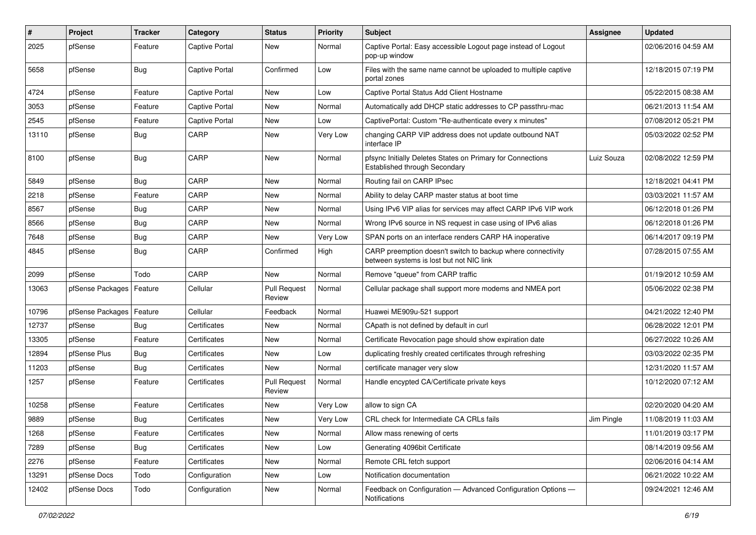| # | Project | Tracker | Category | Status | Priority | Subject | Assignee | Updated |
|---|---|---|---|---|---|---|---|---|
| 2025 | pfSense | Feature | Captive Portal | New | Normal | Captive Portal: Easy accessible Logout page instead of Logout pop-up window | | 02/06/2016 04:59 AM |
| 5658 | pfSense | Bug | Captive Portal | Confirmed | Low | Files with the same name cannot be uploaded to multiple captive portal zones | | 12/18/2015 07:19 PM |
| 4724 | pfSense | Feature | Captive Portal | New | Low | Captive Portal Status Add Client Hostname | | 05/22/2015 08:38 AM |
| 3053 | pfSense | Feature | Captive Portal | New | Normal | Automatically add DHCP static addresses to CP passthru-mac | | 06/21/2013 11:54 AM |
| 2545 | pfSense | Feature | Captive Portal | New | Low | CaptivePortal: Custom "Re-authenticate every x minutes" | | 07/08/2012 05:21 PM |
| 13110 | pfSense | Bug | CARP | New | Very Low | changing CARP VIP address does not update outbound NAT interface IP | | 05/03/2022 02:52 PM |
| 8100 | pfSense | Bug | CARP | New | Normal | pfsync Initially Deletes States on Primary for Connections Established through Secondary | Luiz Souza | 02/08/2022 12:59 PM |
| 5849 | pfSense | Bug | CARP | New | Normal | Routing fail on CARP IPsec | | 12/18/2021 04:41 PM |
| 2218 | pfSense | Feature | CARP | New | Normal | Ability to delay CARP master status at boot time | | 03/03/2021 11:57 AM |
| 8567 | pfSense | Bug | CARP | New | Normal | Using IPv6 VIP alias for services may affect CARP IPv6 VIP work | | 06/12/2018 01:26 PM |
| 8566 | pfSense | Bug | CARP | New | Normal | Wrong IPv6 source in NS request in case using of IPv6 alias | | 06/12/2018 01:26 PM |
| 7648 | pfSense | Bug | CARP | New | Very Low | SPAN ports on an interface renders CARP HA inoperative | | 06/14/2017 09:19 PM |
| 4845 | pfSense | Bug | CARP | Confirmed | High | CARP preemption doesn't switch to backup where connectivity between systems is lost but not NIC link | | 07/28/2015 07:55 AM |
| 2099 | pfSense | Todo | CARP | New | Normal | Remove "queue" from CARP traffic | | 01/19/2012 10:59 AM |
| 13063 | pfSense Packages | Feature | Cellular | Pull Request Review | Normal | Cellular package shall support more modems and NMEA port | | 05/06/2022 02:38 PM |
| 10796 | pfSense Packages | Feature | Cellular | Feedback | Normal | Huawei ME909u-521 support | | 04/21/2022 12:40 PM |
| 12737 | pfSense | Bug | Certificates | New | Normal | CApath is not defined by default in curl | | 06/28/2022 12:01 PM |
| 13305 | pfSense | Feature | Certificates | New | Normal | Certificate Revocation page should show expiration date | | 06/27/2022 10:26 AM |
| 12894 | pfSense Plus | Bug | Certificates | New | Low | duplicating freshly created certificates through refreshing | | 03/03/2022 02:35 PM |
| 11203 | pfSense | Bug | Certificates | New | Normal | certificate manager very slow | | 12/31/2020 11:57 AM |
| 1257 | pfSense | Feature | Certificates | Pull Request Review | Normal | Handle encypted CA/Certificate private keys | | 10/12/2020 07:12 AM |
| 10258 | pfSense | Feature | Certificates | New | Very Low | allow to sign CA | | 02/20/2020 04:20 AM |
| 9889 | pfSense | Bug | Certificates | New | Very Low | CRL check for Intermediate CA CRLs fails | Jim Pingle | 11/08/2019 11:03 AM |
| 1268 | pfSense | Feature | Certificates | New | Normal | Allow mass renewing of certs | | 11/01/2019 03:17 PM |
| 7289 | pfSense | Bug | Certificates | New | Low | Generating 4096bit Certificate | | 08/14/2019 09:56 AM |
| 2276 | pfSense | Feature | Certificates | New | Normal | Remote CRL fetch support | | 02/06/2016 04:14 AM |
| 13291 | pfSense Docs | Todo | Configuration | New | Low | Notification documentation | | 06/21/2022 10:22 AM |
| 12402 | pfSense Docs | Todo | Configuration | New | Normal | Feedback on Configuration — Advanced Configuration Options — Notifications | | 09/24/2021 12:46 AM |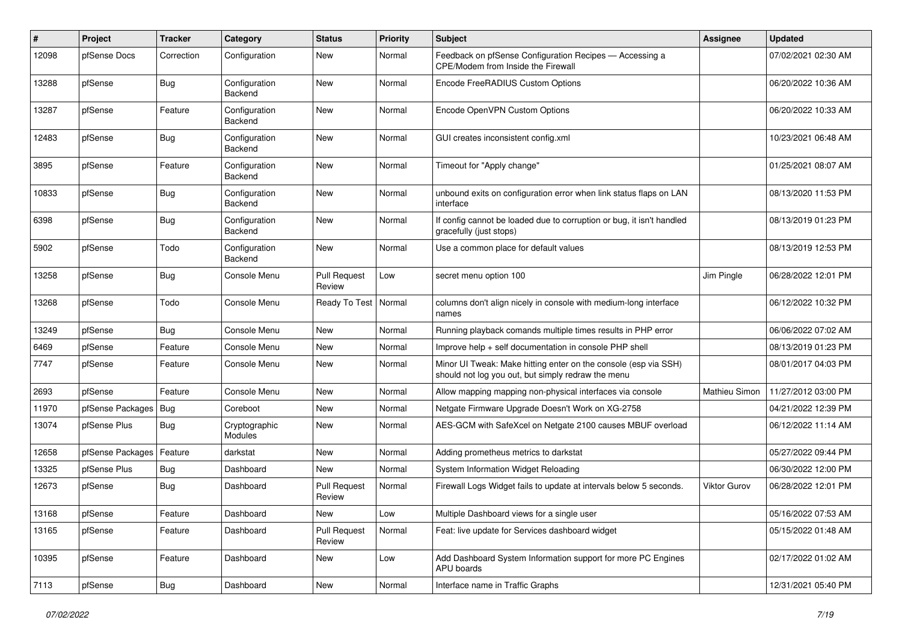| # | Project | Tracker | Category | Status | Priority | Subject | Assignee | Updated |
|---|---|---|---|---|---|---|---|---|
| 12098 | pfSense Docs | Correction | Configuration | New | Normal | Feedback on pfSense Configuration Recipes — Accessing a CPE/Modem from Inside the Firewall | | 07/02/2021 02:30 AM |
| 13288 | pfSense | Bug | Configuration Backend | New | Normal | Encode FreeRADIUS Custom Options | | 06/20/2022 10:36 AM |
| 13287 | pfSense | Feature | Configuration Backend | New | Normal | Encode OpenVPN Custom Options | | 06/20/2022 10:33 AM |
| 12483 | pfSense | Bug | Configuration Backend | New | Normal | GUI creates inconsistent config.xml | | 10/23/2021 06:48 AM |
| 3895 | pfSense | Feature | Configuration Backend | New | Normal | Timeout for "Apply change" | | 01/25/2021 08:07 AM |
| 10833 | pfSense | Bug | Configuration Backend | New | Normal | unbound exits on configuration error when link status flaps on LAN interface | | 08/13/2020 11:53 PM |
| 6398 | pfSense | Bug | Configuration Backend | New | Normal | If config cannot be loaded due to corruption or bug, it isn't handled gracefully (just stops) | | 08/13/2019 01:23 PM |
| 5902 | pfSense | Todo | Configuration Backend | New | Normal | Use a common place for default values | | 08/13/2019 12:53 PM |
| 13258 | pfSense | Bug | Console Menu | Pull Request Review | Low | secret menu option 100 | Jim Pingle | 06/28/2022 12:01 PM |
| 13268 | pfSense | Todo | Console Menu | Ready To Test | Normal | columns don't align nicely in console with medium-long interface names | | 06/12/2022 10:32 PM |
| 13249 | pfSense | Bug | Console Menu | New | Normal | Running playback comands multiple times results in PHP error | | 06/06/2022 07:02 AM |
| 6469 | pfSense | Feature | Console Menu | New | Normal | Improve help + self documentation in console PHP shell | | 08/13/2019 01:23 PM |
| 7747 | pfSense | Feature | Console Menu | New | Normal | Minor UI Tweak: Make hitting enter on the console (esp via SSH) should not log you out, but simply redraw the menu | | 08/01/2017 04:03 PM |
| 2693 | pfSense | Feature | Console Menu | New | Normal | Allow mapping mapping non-physical interfaces via console | Mathieu Simon | 11/27/2012 03:00 PM |
| 11970 | pfSense Packages | Bug | Coreboot | New | Normal | Netgate Firmware Upgrade Doesn't Work on XG-2758 | | 04/21/2022 12:39 PM |
| 13074 | pfSense Plus | Bug | Cryptographic Modules | New | Normal | AES-GCM with SafeXcel on Netgate 2100 causes MBUF overload | | 06/12/2022 11:14 AM |
| 12658 | pfSense Packages | Feature | darkstat | New | Normal | Adding prometheus metrics to darkstat | | 05/27/2022 09:44 PM |
| 13325 | pfSense Plus | Bug | Dashboard | New | Normal | System Information Widget Reloading | | 06/30/2022 12:00 PM |
| 12673 | pfSense | Bug | Dashboard | Pull Request Review | Normal | Firewall Logs Widget fails to update at intervals below 5 seconds. | Viktor Gurov | 06/28/2022 12:01 PM |
| 13168 | pfSense | Feature | Dashboard | New | Low | Multiple Dashboard views for a single user | | 05/16/2022 07:53 AM |
| 13165 | pfSense | Feature | Dashboard | Pull Request Review | Normal | Feat: live update for Services dashboard widget | | 05/15/2022 01:48 AM |
| 10395 | pfSense | Feature | Dashboard | New | Low | Add Dashboard System Information support for more PC Engines APU boards | | 02/17/2022 01:02 AM |
| 7113 | pfSense | Bug | Dashboard | New | Normal | Interface name in Traffic Graphs | | 12/31/2021 05:40 PM |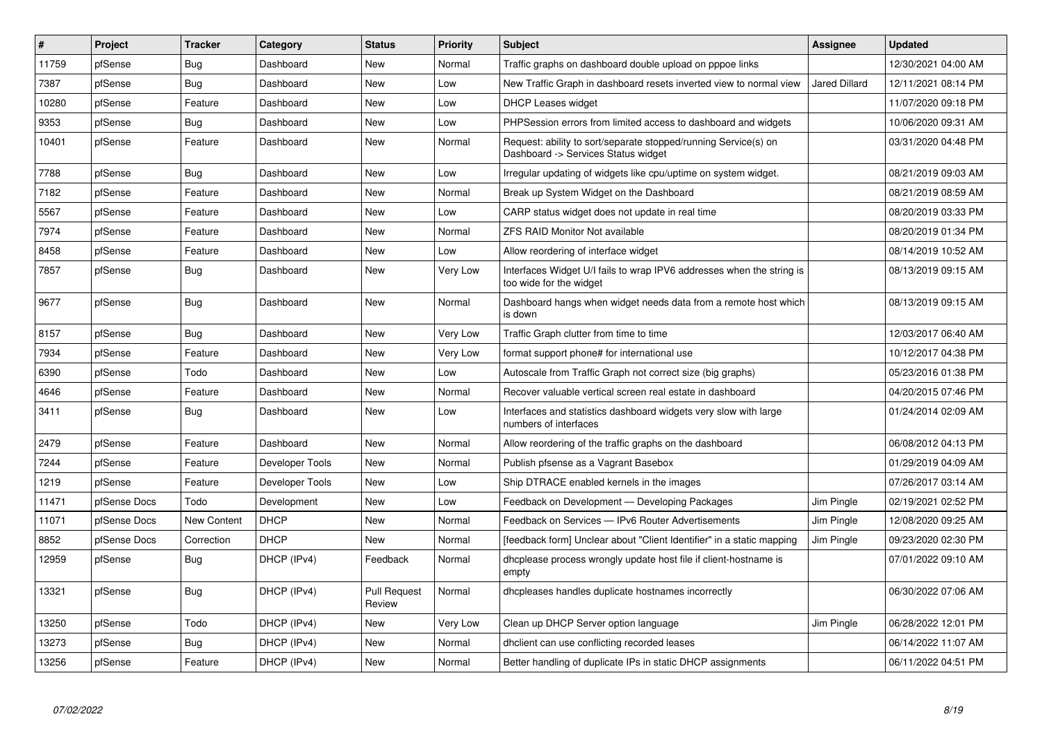| # | Project | Tracker | Category | Status | Priority | Subject | Assignee | Updated |
|---|---|---|---|---|---|---|---|---|
| 11759 | pfSense | Bug | Dashboard | New | Normal | Traffic graphs on dashboard double upload on pppoe links | | 12/30/2021 04:00 AM |
| 7387 | pfSense | Bug | Dashboard | New | Low | New Traffic Graph in dashboard resets inverted view to normal view | Jared Dillard | 12/11/2021 08:14 PM |
| 10280 | pfSense | Feature | Dashboard | New | Low | DHCP Leases widget | | 11/07/2020 09:18 PM |
| 9353 | pfSense | Bug | Dashboard | New | Low | PHPSession errors from limited access to dashboard and widgets | | 10/06/2020 09:31 AM |
| 10401 | pfSense | Feature | Dashboard | New | Normal | Request: ability to sort/separate stopped/running Service(s) on Dashboard -> Services Status widget | | 03/31/2020 04:48 PM |
| 7788 | pfSense | Bug | Dashboard | New | Low | Irregular updating of widgets like cpu/uptime on system widget. | | 08/21/2019 09:03 AM |
| 7182 | pfSense | Feature | Dashboard | New | Normal | Break up System Widget on the Dashboard | | 08/21/2019 08:59 AM |
| 5567 | pfSense | Feature | Dashboard | New | Low | CARP status widget does not update in real time | | 08/20/2019 03:33 PM |
| 7974 | pfSense | Feature | Dashboard | New | Normal | ZFS RAID Monitor Not available | | 08/20/2019 01:34 PM |
| 8458 | pfSense | Feature | Dashboard | New | Low | Allow reordering of interface widget | | 08/14/2019 10:52 AM |
| 7857 | pfSense | Bug | Dashboard | New | Very Low | Interfaces Widget U/I fails to wrap IPV6 addresses when the string is too wide for the widget | | 08/13/2019 09:15 AM |
| 9677 | pfSense | Bug | Dashboard | New | Normal | Dashboard hangs when widget needs data from a remote host which is down | | 08/13/2019 09:15 AM |
| 8157 | pfSense | Bug | Dashboard | New | Very Low | Traffic Graph clutter from time to time | | 12/03/2017 06:40 AM |
| 7934 | pfSense | Feature | Dashboard | New | Very Low | format support phone# for international use | | 10/12/2017 04:38 PM |
| 6390 | pfSense | Todo | Dashboard | New | Low | Autoscale from Traffic Graph not correct size (big graphs) | | 05/23/2016 01:38 PM |
| 4646 | pfSense | Feature | Dashboard | New | Normal | Recover valuable vertical screen real estate in dashboard | | 04/20/2015 07:46 PM |
| 3411 | pfSense | Bug | Dashboard | New | Low | Interfaces and statistics dashboard widgets very slow with large numbers of interfaces | | 01/24/2014 02:09 AM |
| 2479 | pfSense | Feature | Dashboard | New | Normal | Allow reordering of the traffic graphs on the dashboard | | 06/08/2012 04:13 PM |
| 7244 | pfSense | Feature | Developer Tools | New | Normal | Publish pfsense as a Vagrant Basebox | | 01/29/2019 04:09 AM |
| 1219 | pfSense | Feature | Developer Tools | New | Low | Ship DTRACE enabled kernels in the images | | 07/26/2017 03:14 AM |
| 11471 | pfSense Docs | Todo | Development | New | Low | Feedback on Development — Developing Packages | Jim Pingle | 02/19/2021 02:52 PM |
| 11071 | pfSense Docs | New Content | DHCP | New | Normal | Feedback on Services — IPv6 Router Advertisements | Jim Pingle | 12/08/2020 09:25 AM |
| 8852 | pfSense Docs | Correction | DHCP | New | Normal | [feedback form] Unclear about "Client Identifier" in a static mapping | Jim Pingle | 09/23/2020 02:30 PM |
| 12959 | pfSense | Bug | DHCP (IPv4) | Feedback | Normal | dhcplease process wrongly update host file if client-hostname is empty | | 07/01/2022 09:10 AM |
| 13321 | pfSense | Bug | DHCP (IPv4) | Pull Request Review | Normal | dhcpleases handles duplicate hostnames incorrectly | | 06/30/2022 07:06 AM |
| 13250 | pfSense | Todo | DHCP (IPv4) | New | Very Low | Clean up DHCP Server option language | Jim Pingle | 06/28/2022 12:01 PM |
| 13273 | pfSense | Bug | DHCP (IPv4) | New | Normal | dhclient can use conflicting recorded leases | | 06/14/2022 11:07 AM |
| 13256 | pfSense | Feature | DHCP (IPv4) | New | Normal | Better handling of duplicate IPs in static DHCP assignments | | 06/11/2022 04:51 PM |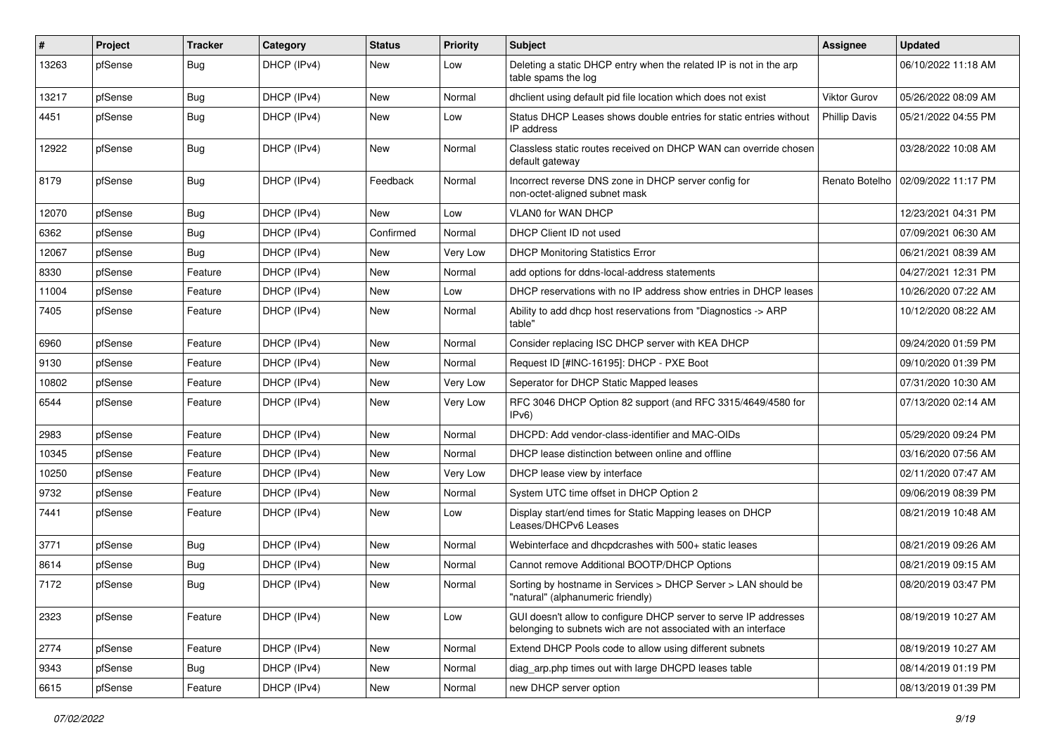| # | Project | Tracker | Category | Status | Priority | Subject | Assignee | Updated |
|---|---|---|---|---|---|---|---|---|
| 13263 | pfSense | Bug | DHCP (IPv4) | New | Low | Deleting a static DHCP entry when the related IP is not in the arp table spams the log | | 06/10/2022 11:18 AM |
| 13217 | pfSense | Bug | DHCP (IPv4) | New | Normal | dhclient using default pid file location which does not exist | Viktor Gurov | 05/26/2022 08:09 AM |
| 4451 | pfSense | Bug | DHCP (IPv4) | New | Low | Status DHCP Leases shows double entries for static entries without IP address | Phillip Davis | 05/21/2022 04:55 PM |
| 12922 | pfSense | Bug | DHCP (IPv4) | New | Normal | Classless static routes received on DHCP WAN can override chosen default gateway | | 03/28/2022 10:08 AM |
| 8179 | pfSense | Bug | DHCP (IPv4) | Feedback | Normal | Incorrect reverse DNS zone in DHCP server config for non-octet-aligned subnet mask | Renato Botelho | 02/09/2022 11:17 PM |
| 12070 | pfSense | Bug | DHCP (IPv4) | New | Low | VLAN0 for WAN DHCP | | 12/23/2021 04:31 PM |
| 6362 | pfSense | Bug | DHCP (IPv4) | Confirmed | Normal | DHCP Client ID not used | | 07/09/2021 06:30 AM |
| 12067 | pfSense | Bug | DHCP (IPv4) | New | Very Low | DHCP Monitoring Statistics Error | | 06/21/2021 08:39 AM |
| 8330 | pfSense | Feature | DHCP (IPv4) | New | Normal | add options for ddns-local-address statements | | 04/27/2021 12:31 PM |
| 11004 | pfSense | Feature | DHCP (IPv4) | New | Low | DHCP reservations with no IP address show entries in DHCP leases | | 10/26/2020 07:22 AM |
| 7405 | pfSense | Feature | DHCP (IPv4) | New | Normal | Ability to add dhcp host reservations from "Diagnostics -> ARP table" | | 10/12/2020 08:22 AM |
| 6960 | pfSense | Feature | DHCP (IPv4) | New | Normal | Consider replacing ISC DHCP server with KEA DHCP | | 09/24/2020 01:59 PM |
| 9130 | pfSense | Feature | DHCP (IPv4) | New | Normal | Request ID [#INC-16195]: DHCP - PXE Boot | | 09/10/2020 01:39 PM |
| 10802 | pfSense | Feature | DHCP (IPv4) | New | Very Low | Seperator for DHCP Static Mapped leases | | 07/31/2020 10:30 AM |
| 6544 | pfSense | Feature | DHCP (IPv4) | New | Very Low | RFC 3046 DHCP Option 82 support (and RFC 3315/4649/4580 for IPv6) | | 07/13/2020 02:14 AM |
| 2983 | pfSense | Feature | DHCP (IPv4) | New | Normal | DHCPD: Add vendor-class-identifier and MAC-OIDs | | 05/29/2020 09:24 PM |
| 10345 | pfSense | Feature | DHCP (IPv4) | New | Normal | DHCP lease distinction between online and offline | | 03/16/2020 07:56 AM |
| 10250 | pfSense | Feature | DHCP (IPv4) | New | Very Low | DHCP lease view by interface | | 02/11/2020 07:47 AM |
| 9732 | pfSense | Feature | DHCP (IPv4) | New | Normal | System UTC time offset in DHCP Option 2 | | 09/06/2019 08:39 PM |
| 7441 | pfSense | Feature | DHCP (IPv4) | New | Low | Display start/end times for Static Mapping leases on DHCP Leases/DHCPv6 Leases | | 08/21/2019 10:48 AM |
| 3771 | pfSense | Bug | DHCP (IPv4) | New | Normal | Webinterface and dhcpdcrashes with 500+ static leases | | 08/21/2019 09:26 AM |
| 8614 | pfSense | Bug | DHCP (IPv4) | New | Normal | Cannot remove Additional BOOTP/DHCP Options | | 08/21/2019 09:15 AM |
| 7172 | pfSense | Bug | DHCP (IPv4) | New | Normal | Sorting by hostname in Services > DHCP Server > LAN should be "natural" (alphanumeric friendly) | | 08/20/2019 03:47 PM |
| 2323 | pfSense | Feature | DHCP (IPv4) | New | Low | GUI doesn't allow to configure DHCP server to serve IP addresses belonging to subnets wich are not associated with an interface | | 08/19/2019 10:27 AM |
| 2774 | pfSense | Feature | DHCP (IPv4) | New | Normal | Extend DHCP Pools code to allow using different subnets | | 08/19/2019 10:27 AM |
| 9343 | pfSense | Bug | DHCP (IPv4) | New | Normal | diag_arp.php times out with large DHCPD leases table | | 08/14/2019 01:19 PM |
| 6615 | pfSense | Feature | DHCP (IPv4) | New | Normal | new DHCP server option | | 08/13/2019 01:39 PM |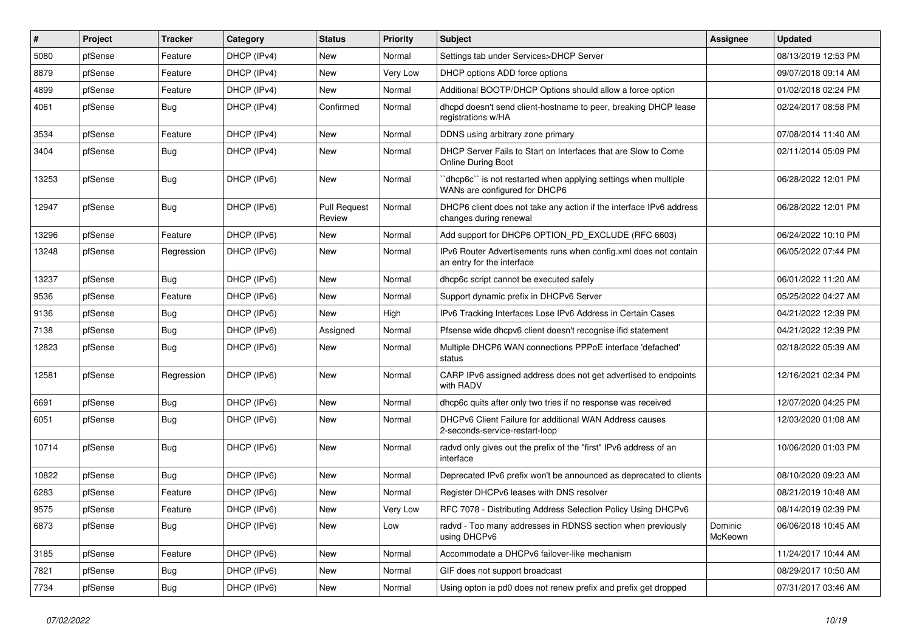| # | Project | Tracker | Category | Status | Priority | Subject | Assignee | Updated |
| --- | --- | --- | --- | --- | --- | --- | --- | --- |
| 5080 | pfSense | Feature | DHCP (IPv4) | New | Normal | Settings tab under Services>DHCP Server | | 08/13/2019 12:53 PM |
| 8879 | pfSense | Feature | DHCP (IPv4) | New | Very Low | DHCP options ADD force options | | 09/07/2018 09:14 AM |
| 4899 | pfSense | Feature | DHCP (IPv4) | New | Normal | Additional BOOTP/DHCP Options should allow a force option | | 01/02/2018 02:24 PM |
| 4061 | pfSense | Bug | DHCP (IPv4) | Confirmed | Normal | dhcpd doesn't send client-hostname to peer, breaking DHCP lease registrations w/HA | | 02/24/2017 08:58 PM |
| 3534 | pfSense | Feature | DHCP (IPv4) | New | Normal | DDNS using arbitrary zone primary | | 07/08/2014 11:40 AM |
| 3404 | pfSense | Bug | DHCP (IPv4) | New | Normal | DHCP Server Fails to Start on Interfaces that are Slow to Come Online During Boot | | 02/11/2014 05:09 PM |
| 13253 | pfSense | Bug | DHCP (IPv6) | New | Normal | ``dhcp6c`` is not restarted when applying settings when multiple WANs are configured for DHCP6 | | 06/28/2022 12:01 PM |
| 12947 | pfSense | Bug | DHCP (IPv6) | Pull Request Review | Normal | DHCP6 client does not take any action if the interface IPv6 address changes during renewal | | 06/28/2022 12:01 PM |
| 13296 | pfSense | Feature | DHCP (IPv6) | New | Normal | Add support for DHCP6 OPTION_PD_EXCLUDE (RFC 6603) | | 06/24/2022 10:10 PM |
| 13248 | pfSense | Regression | DHCP (IPv6) | New | Normal | IPv6 Router Advertisements runs when config.xml does not contain an entry for the interface | | 06/05/2022 07:44 PM |
| 13237 | pfSense | Bug | DHCP (IPv6) | New | Normal | dhcp6c script cannot be executed safely | | 06/01/2022 11:20 AM |
| 9536 | pfSense | Feature | DHCP (IPv6) | New | Normal | Support dynamic prefix in DHCPv6 Server | | 05/25/2022 04:27 AM |
| 9136 | pfSense | Bug | DHCP (IPv6) | New | High | IPv6 Tracking Interfaces Lose IPv6 Address in Certain Cases | | 04/21/2022 12:39 PM |
| 7138 | pfSense | Bug | DHCP (IPv6) | Assigned | Normal | Pfsense wide dhcpv6 client doesn't recognise ifid statement | | 04/21/2022 12:39 PM |
| 12823 | pfSense | Bug | DHCP (IPv6) | New | Normal | Multiple DHCP6 WAN connections PPPoE interface 'defached' status | | 02/18/2022 05:39 AM |
| 12581 | pfSense | Regression | DHCP (IPv6) | New | Normal | CARP IPv6 assigned address does not get advertised to endpoints with RADV | | 12/16/2021 02:34 PM |
| 6691 | pfSense | Bug | DHCP (IPv6) | New | Normal | dhcp6c quits after only two tries if no response was received | | 12/07/2020 04:25 PM |
| 6051 | pfSense | Bug | DHCP (IPv6) | New | Normal | DHCPv6 Client Failure for additional WAN Address causes 2-seconds-service-restart-loop | | 12/03/2020 01:08 AM |
| 10714 | pfSense | Bug | DHCP (IPv6) | New | Normal | radvd only gives out the prefix of the "first" IPv6 address of an interface | | 10/06/2020 01:03 PM |
| 10822 | pfSense | Bug | DHCP (IPv6) | New | Normal | Deprecated IPv6 prefix won't be announced as deprecated to clients | | 08/10/2020 09:23 AM |
| 6283 | pfSense | Feature | DHCP (IPv6) | New | Normal | Register DHCPv6 leases with DNS resolver | | 08/21/2019 10:48 AM |
| 9575 | pfSense | Feature | DHCP (IPv6) | New | Very Low | RFC 7078 - Distributing Address Selection Policy Using DHCPv6 | | 08/14/2019 02:39 PM |
| 6873 | pfSense | Bug | DHCP (IPv6) | New | Low | radvd - Too many addresses in RDNSS section when previously using DHCPv6 | Dominic McKeown | 06/06/2018 10:45 AM |
| 3185 | pfSense | Feature | DHCP (IPv6) | New | Normal | Accommodate a DHCPv6 failover-like mechanism | | 11/24/2017 10:44 AM |
| 7821 | pfSense | Bug | DHCP (IPv6) | New | Normal | GIF does not support broadcast | | 08/29/2017 10:50 AM |
| 7734 | pfSense | Bug | DHCP (IPv6) | New | Normal | Using opton ia pd0 does not renew prefix and prefix get dropped | | 07/31/2017 03:46 AM |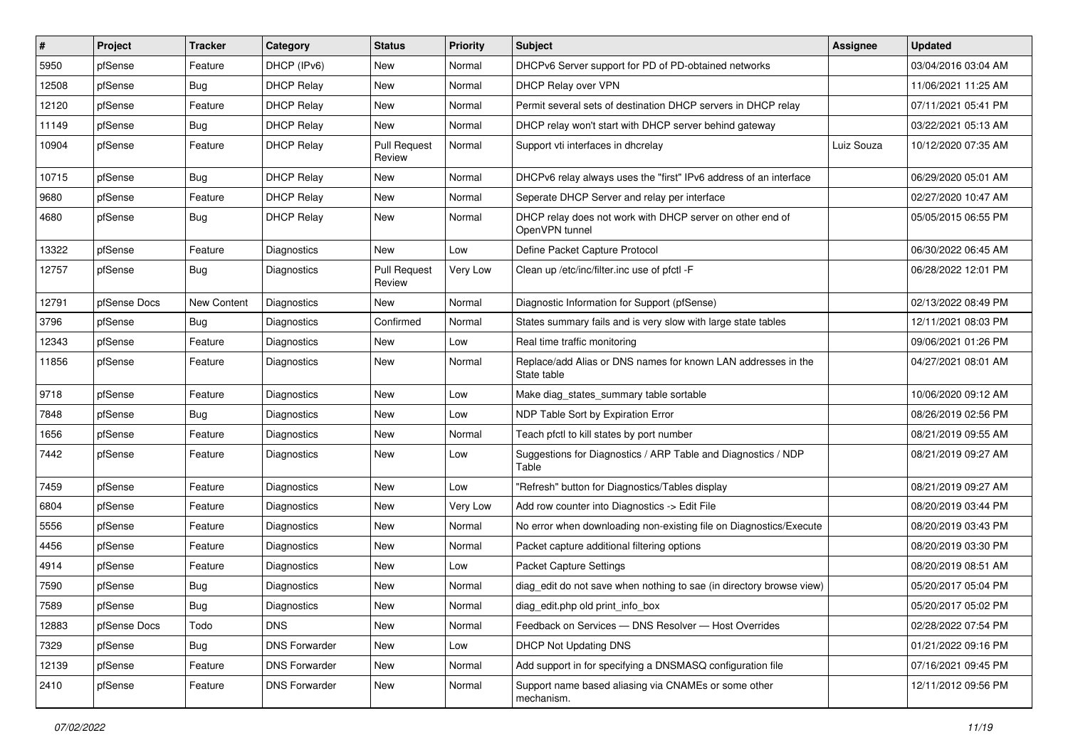| # | Project | Tracker | Category | Status | Priority | Subject | Assignee | Updated |
|---|---|---|---|---|---|---|---|---|
| 5950 | pfSense | Feature | DHCP (IPv6) | New | Normal | DHCPv6 Server support for PD of PD-obtained networks | | 03/04/2016 03:04 AM |
| 12508 | pfSense | Bug | DHCP Relay | New | Normal | DHCP Relay over VPN | | 11/06/2021 11:25 AM |
| 12120 | pfSense | Feature | DHCP Relay | New | Normal | Permit several sets of destination DHCP servers in DHCP relay | | 07/11/2021 05:41 PM |
| 11149 | pfSense | Bug | DHCP Relay | New | Normal | DHCP relay won't start with DHCP server behind gateway | | 03/22/2021 05:13 AM |
| 10904 | pfSense | Feature | DHCP Relay | Pull Request Review | Normal | Support vti interfaces in dhcrelay | Luiz Souza | 10/12/2020 07:35 AM |
| 10715 | pfSense | Bug | DHCP Relay | New | Normal | DHCPv6 relay always uses the "first" IPv6 address of an interface | | 06/29/2020 05:01 AM |
| 9680 | pfSense | Feature | DHCP Relay | New | Normal | Seperate DHCP Server and relay per interface | | 02/27/2020 10:47 AM |
| 4680 | pfSense | Bug | DHCP Relay | New | Normal | DHCP relay does not work with DHCP server on other end of OpenVPN tunnel | | 05/05/2015 06:55 PM |
| 13322 | pfSense | Feature | Diagnostics | New | Low | Define Packet Capture Protocol | | 06/30/2022 06:45 AM |
| 12757 | pfSense | Bug | Diagnostics | Pull Request Review | Very Low | Clean up /etc/inc/filter.inc use of pfctl -F | | 06/28/2022 12:01 PM |
| 12791 | pfSense Docs | New Content | Diagnostics | New | Normal | Diagnostic Information for Support (pfSense) | | 02/13/2022 08:49 PM |
| 3796 | pfSense | Bug | Diagnostics | Confirmed | Normal | States summary fails and is very slow with large state tables | | 12/11/2021 08:03 PM |
| 12343 | pfSense | Feature | Diagnostics | New | Low | Real time traffic monitoring | | 09/06/2021 01:26 PM |
| 11856 | pfSense | Feature | Diagnostics | New | Normal | Replace/add Alias or DNS names for known LAN addresses in the State table | | 04/27/2021 08:01 AM |
| 9718 | pfSense | Feature | Diagnostics | New | Low | Make diag_states_summary table sortable | | 10/06/2020 09:12 AM |
| 7848 | pfSense | Bug | Diagnostics | New | Low | NDP Table Sort by Expiration Error | | 08/26/2019 02:56 PM |
| 1656 | pfSense | Feature | Diagnostics | New | Normal | Teach pfctl to kill states by port number | | 08/21/2019 09:55 AM |
| 7442 | pfSense | Feature | Diagnostics | New | Low | Suggestions for Diagnostics / ARP Table and Diagnostics / NDP Table | | 08/21/2019 09:27 AM |
| 7459 | pfSense | Feature | Diagnostics | New | Low | "Refresh" button for Diagnostics/Tables display | | 08/21/2019 09:27 AM |
| 6804 | pfSense | Feature | Diagnostics | New | Very Low | Add row counter into Diagnostics -> Edit File | | 08/20/2019 03:44 PM |
| 5556 | pfSense | Feature | Diagnostics | New | Normal | No error when downloading non-existing file on Diagnostics/Execute | | 08/20/2019 03:43 PM |
| 4456 | pfSense | Feature | Diagnostics | New | Normal | Packet capture additional filtering options | | 08/20/2019 03:30 PM |
| 4914 | pfSense | Feature | Diagnostics | New | Low | Packet Capture Settings | | 08/20/2019 08:51 AM |
| 7590 | pfSense | Bug | Diagnostics | New | Normal | diag_edit do not save when nothing to sae (in directory browse view) | | 05/20/2017 05:04 PM |
| 7589 | pfSense | Bug | Diagnostics | New | Normal | diag_edit.php old print_info_box | | 05/20/2017 05:02 PM |
| 12883 | pfSense Docs | Todo | DNS | New | Normal | Feedback on Services — DNS Resolver — Host Overrides | | 02/28/2022 07:54 PM |
| 7329 | pfSense | Bug | DNS Forwarder | New | Low | DHCP Not Updating DNS | | 01/21/2022 09:16 PM |
| 12139 | pfSense | Feature | DNS Forwarder | New | Normal | Add support in for specifying a DNSMASQ configuration file | | 07/16/2021 09:45 PM |
| 2410 | pfSense | Feature | DNS Forwarder | New | Normal | Support name based aliasing via CNAMEs or some other mechanism. | | 12/11/2012 09:56 PM |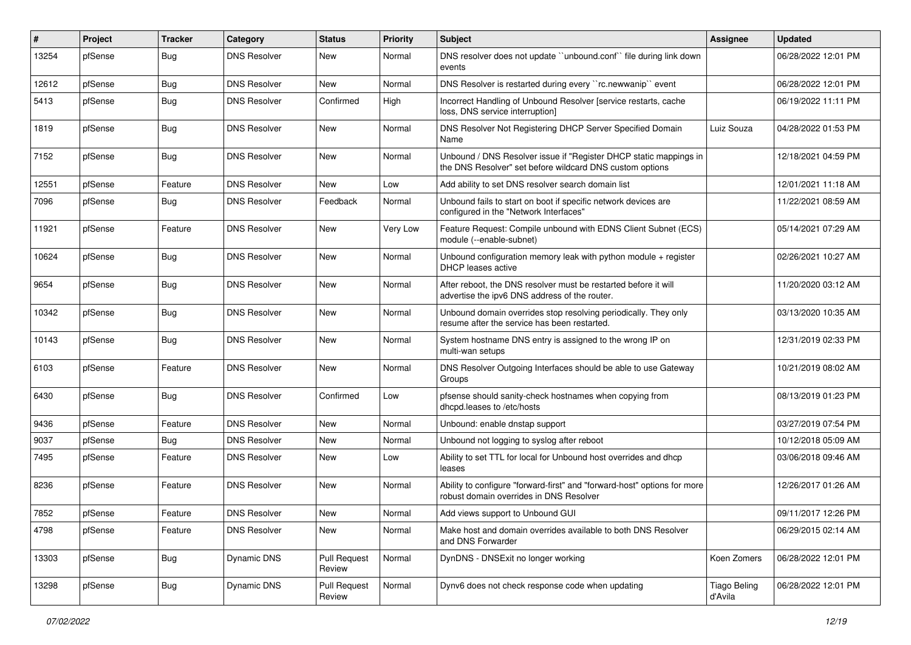| # | Project | Tracker | Category | Status | Priority | Subject | Assignee | Updated |
|---|---|---|---|---|---|---|---|---|
| 13254 | pfSense | Bug | DNS Resolver | New | Normal | DNS resolver does not update ``unbound.conf`` file during link down events | | 06/28/2022 12:01 PM |
| 12612 | pfSense | Bug | DNS Resolver | New | Normal | DNS Resolver is restarted during every ``rc.newwanip`` event | | 06/28/2022 12:01 PM |
| 5413 | pfSense | Bug | DNS Resolver | Confirmed | High | Incorrect Handling of Unbound Resolver [service restarts, cache loss, DNS service interruption] | | 06/19/2022 11:11 PM |
| 1819 | pfSense | Bug | DNS Resolver | New | Normal | DNS Resolver Not Registering DHCP Server Specified Domain Name | Luiz Souza | 04/28/2022 01:53 PM |
| 7152 | pfSense | Bug | DNS Resolver | New | Normal | Unbound / DNS Resolver issue if "Register DHCP static mappings in the DNS Resolver" set before wildcard DNS custom options | | 12/18/2021 04:59 PM |
| 12551 | pfSense | Feature | DNS Resolver | New | Low | Add ability to set DNS resolver search domain list | | 12/01/2021 11:18 AM |
| 7096 | pfSense | Bug | DNS Resolver | Feedback | Normal | Unbound fails to start on boot if specific network devices are configured in the "Network Interfaces" | | 11/22/2021 08:59 AM |
| 11921 | pfSense | Feature | DNS Resolver | New | Very Low | Feature Request: Compile unbound with EDNS Client Subnet (ECS) module (--enable-subnet) | | 05/14/2021 07:29 AM |
| 10624 | pfSense | Bug | DNS Resolver | New | Normal | Unbound configuration memory leak with python module + register DHCP leases active | | 02/26/2021 10:27 AM |
| 9654 | pfSense | Bug | DNS Resolver | New | Normal | After reboot, the DNS resolver must be restarted before it will advertise the ipv6 DNS address of the router. | | 11/20/2020 03:12 AM |
| 10342 | pfSense | Bug | DNS Resolver | New | Normal | Unbound domain overrides stop resolving periodically. They only resume after the service has been restarted. | | 03/13/2020 10:35 AM |
| 10143 | pfSense | Bug | DNS Resolver | New | Normal | System hostname DNS entry is assigned to the wrong IP on multi-wan setups | | 12/31/2019 02:33 PM |
| 6103 | pfSense | Feature | DNS Resolver | New | Normal | DNS Resolver Outgoing Interfaces should be able to use Gateway Groups | | 10/21/2019 08:02 AM |
| 6430 | pfSense | Bug | DNS Resolver | Confirmed | Low | pfsense should sanity-check hostnames when copying from dhcpd.leases to /etc/hosts | | 08/13/2019 01:23 PM |
| 9436 | pfSense | Feature | DNS Resolver | New | Normal | Unbound: enable dnstap support | | 03/27/2019 07:54 PM |
| 9037 | pfSense | Bug | DNS Resolver | New | Normal | Unbound not logging to syslog after reboot | | 10/12/2018 05:09 AM |
| 7495 | pfSense | Feature | DNS Resolver | New | Low | Ability to set TTL for local for Unbound host overrides and dhcp leases | | 03/06/2018 09:46 AM |
| 8236 | pfSense | Feature | DNS Resolver | New | Normal | Ability to configure "forward-first" and "forward-host" options for more robust domain overrides in DNS Resolver | | 12/26/2017 01:26 AM |
| 7852 | pfSense | Feature | DNS Resolver | New | Normal | Add views support to Unbound GUI | | 09/11/2017 12:26 PM |
| 4798 | pfSense | Feature | DNS Resolver | New | Normal | Make host and domain overrides available to both DNS Resolver and DNS Forwarder | | 06/29/2015 02:14 AM |
| 13303 | pfSense | Bug | Dynamic DNS | Pull Request Review | Normal | DynDNS - DNSExit no longer working | Koen Zomers | 06/28/2022 12:01 PM |
| 13298 | pfSense | Bug | Dynamic DNS | Pull Request Review | Normal | Dynv6 does not check response code when updating | Tiago Beling d'Avila | 06/28/2022 12:01 PM |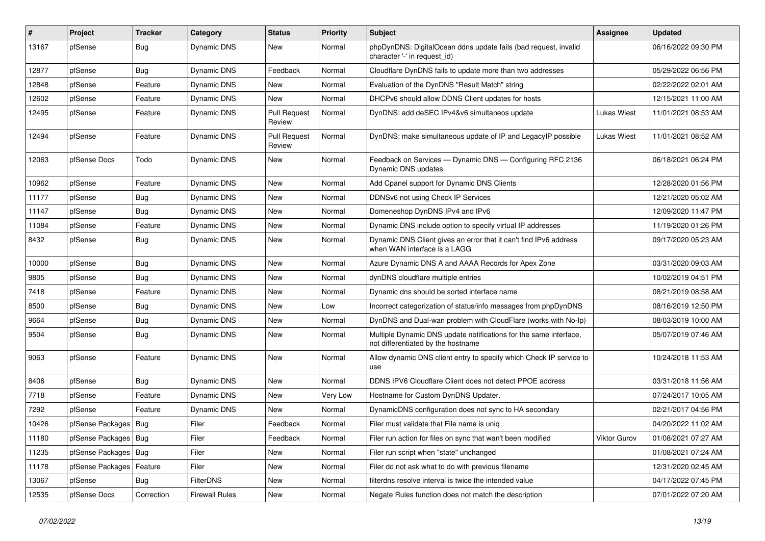| # | Project | Tracker | Category | Status | Priority | Subject | Assignee | Updated |
|---|---|---|---|---|---|---|---|---|
| 13167 | pfSense | Bug | Dynamic DNS | New | Normal | phpDynDNS: DigitalOcean ddns update fails (bad request, invalid character '-' in request_id) | | 06/16/2022 09:30 PM |
| 12877 | pfSense | Bug | Dynamic DNS | Feedback | Normal | Cloudflare DynDNS fails to update more than two addresses | | 05/29/2022 06:56 PM |
| 12848 | pfSense | Feature | Dynamic DNS | New | Normal | Evaluation of the DynDNS "Result Match" string | | 02/22/2022 02:01 AM |
| 12602 | pfSense | Feature | Dynamic DNS | New | Normal | DHCPv6 should allow DDNS Client updates for hosts | | 12/15/2021 11:00 AM |
| 12495 | pfSense | Feature | Dynamic DNS | Pull Request Review | Normal | DynDNS: add deSEC IPv4&v6 simultaneos update | Lukas Wiest | 11/01/2021 08:53 AM |
| 12494 | pfSense | Feature | Dynamic DNS | Pull Request Review | Normal | DynDNS: make simultaneous update of IP and LegacyIP possible | Lukas Wiest | 11/01/2021 08:52 AM |
| 12063 | pfSense Docs | Todo | Dynamic DNS | New | Normal | Feedback on Services — Dynamic DNS — Configuring RFC 2136 Dynamic DNS updates | | 06/18/2021 06:24 PM |
| 10962 | pfSense | Feature | Dynamic DNS | New | Normal | Add Cpanel support for Dynamic DNS Clients | | 12/28/2020 01:56 PM |
| 11177 | pfSense | Bug | Dynamic DNS | New | Normal | DDNSv6 not using Check IP Services | | 12/21/2020 05:02 AM |
| 11147 | pfSense | Bug | Dynamic DNS | New | Normal | Domeneshop DynDNS IPv4 and IPv6 | | 12/09/2020 11:47 PM |
| 11084 | pfSense | Feature | Dynamic DNS | New | Normal | Dynamic DNS include option to specify virtual IP addresses | | 11/19/2020 01:26 PM |
| 8432 | pfSense | Bug | Dynamic DNS | New | Normal | Dynamic DNS Client gives an error that it can't find IPv6 address when WAN interface is a LAGG | | 09/17/2020 05:23 AM |
| 10000 | pfSense | Bug | Dynamic DNS | New | Normal | Azure Dynamic DNS A and AAAA Records for Apex Zone | | 03/31/2020 09:03 AM |
| 9805 | pfSense | Bug | Dynamic DNS | New | Normal | dynDNS cloudflare multiple entries | | 10/02/2019 04:51 PM |
| 7418 | pfSense | Feature | Dynamic DNS | New | Normal | Dynamic dns should be sorted interface name | | 08/21/2019 08:58 AM |
| 8500 | pfSense | Bug | Dynamic DNS | New | Low | Incorrect categorization of status/info messages from phpDynDNS | | 08/16/2019 12:50 PM |
| 9664 | pfSense | Bug | Dynamic DNS | New | Normal | DynDNS and Dual-wan problem with CloudFlare (works with No-Ip) | | 08/03/2019 10:00 AM |
| 9504 | pfSense | Bug | Dynamic DNS | New | Normal | Multiple Dynamic DNS update notifications for the same interface, not differentiated by the hostname | | 05/07/2019 07:46 AM |
| 9063 | pfSense | Feature | Dynamic DNS | New | Normal | Allow dynamic DNS client entry to specify which Check IP service to use | | 10/24/2018 11:53 AM |
| 8406 | pfSense | Bug | Dynamic DNS | New | Normal | DDNS IPV6 Cloudflare Client does not detect PPOE address | | 03/31/2018 11:56 AM |
| 7718 | pfSense | Feature | Dynamic DNS | New | Very Low | Hostname for Custom DynDNS Updater. | | 07/24/2017 10:05 AM |
| 7292 | pfSense | Feature | Dynamic DNS | New | Normal | DynamicDNS configuration does not sync to HA secondary | | 02/21/2017 04:56 PM |
| 10426 | pfSense Packages | Bug | Filer | Feedback | Normal | Filer must validate that File name is uniq | | 04/20/2022 11:02 AM |
| 11180 | pfSense Packages | Bug | Filer | Feedback | Normal | Filer run action for files on sync that wan't been modified | Viktor Gurov | 01/08/2021 07:27 AM |
| 11235 | pfSense Packages | Bug | Filer | New | Normal | Filer run script when "state" unchanged | | 01/08/2021 07:24 AM |
| 11178 | pfSense Packages | Feature | Filer | New | Normal | Filer do not ask what to do with previous filename | | 12/31/2020 02:45 AM |
| 13067 | pfSense | Bug | FilterDNS | New | Normal | filterdns resolve interval is twice the intended value | | 04/17/2022 07:45 PM |
| 12535 | pfSense Docs | Correction | Firewall Rules | New | Normal | Negate Rules function does not match the description | | 07/01/2022 07:20 AM |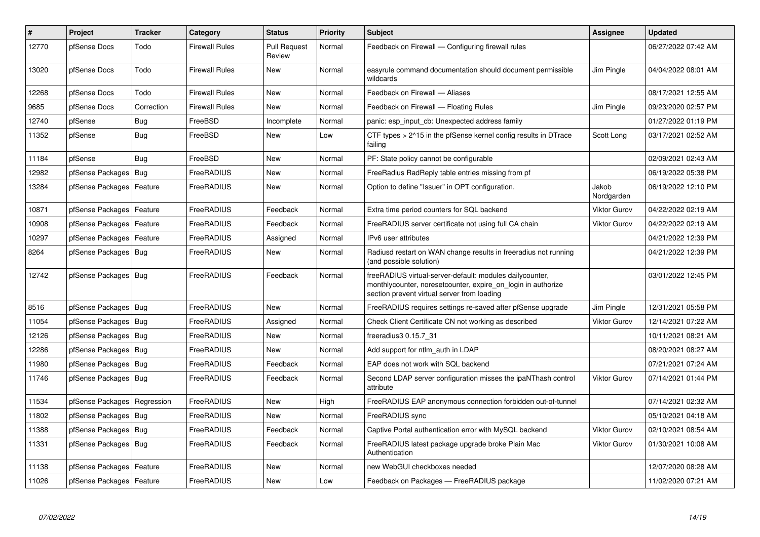| # | Project | Tracker | Category | Status | Priority | Subject | Assignee | Updated |
|---|---|---|---|---|---|---|---|---|
| 12770 | pfSense Docs | Todo | Firewall Rules | Pull Request Review | Normal | Feedback on Firewall — Configuring firewall rules | | 06/27/2022 07:42 AM |
| 13020 | pfSense Docs | Todo | Firewall Rules | New | Normal | easyrule command documentation should document permissible wildcards | Jim Pingle | 04/04/2022 08:01 AM |
| 12268 | pfSense Docs | Todo | Firewall Rules | New | Normal | Feedback on Firewall — Aliases | | 08/17/2021 12:55 AM |
| 9685 | pfSense Docs | Correction | Firewall Rules | New | Normal | Feedback on Firewall — Floating Rules | Jim Pingle | 09/23/2020 02:57 PM |
| 12740 | pfSense | Bug | FreeBSD | Incomplete | Normal | panic: esp_input_cb: Unexpected address family | | 01/27/2022 01:19 PM |
| 11352 | pfSense | Bug | FreeBSD | New | Low | CTF types > 2^15 in the pfSense kernel config results in DTrace failing | Scott Long | 03/17/2021 02:52 AM |
| 11184 | pfSense | Bug | FreeBSD | New | Normal | PF: State policy cannot be configurable | | 02/09/2021 02:43 AM |
| 12982 | pfSense Packages | Bug | FreeRADIUS | New | Normal | FreeRadius RadReply table entries missing from pf | | 06/19/2022 05:38 PM |
| 13284 | pfSense Packages | Feature | FreeRADIUS | New | Normal | Option to define "Issuer" in OPT configuration. | Jakob Nordgarden | 06/19/2022 12:10 PM |
| 10871 | pfSense Packages | Feature | FreeRADIUS | Feedback | Normal | Extra time period counters for SQL backend | Viktor Gurov | 04/22/2022 02:19 AM |
| 10908 | pfSense Packages | Feature | FreeRADIUS | Feedback | Normal | FreeRADIUS server certificate not using full CA chain | Viktor Gurov | 04/22/2022 02:19 AM |
| 10297 | pfSense Packages | Feature | FreeRADIUS | Assigned | Normal | IPv6 user attributes | | 04/21/2022 12:39 PM |
| 8264 | pfSense Packages | Bug | FreeRADIUS | New | Normal | Radiusd restart on WAN change results in freeradius not running (and possible solution) | | 04/21/2022 12:39 PM |
| 12742 | pfSense Packages | Bug | FreeRADIUS | Feedback | Normal | freeRADIUS virtual-server-default: modules dailycounter, monthlycounter, noresetcounter, expire_on_login in authorize section prevent virtual server from loading | | 03/01/2022 12:45 PM |
| 8516 | pfSense Packages | Bug | FreeRADIUS | New | Normal | FreeRADIUS requires settings re-saved after pfSense upgrade | Jim Pingle | 12/31/2021 05:58 PM |
| 11054 | pfSense Packages | Bug | FreeRADIUS | Assigned | Normal | Check Client Certificate CN not working as described | Viktor Gurov | 12/14/2021 07:22 AM |
| 12126 | pfSense Packages | Bug | FreeRADIUS | New | Normal | freeradius3 0.15.7_31 | | 10/11/2021 08:21 AM |
| 12286 | pfSense Packages | Bug | FreeRADIUS | New | Normal | Add support for ntlm_auth in LDAP | | 08/20/2021 08:27 AM |
| 11980 | pfSense Packages | Bug | FreeRADIUS | Feedback | Normal | EAP does not work with SQL backend | | 07/21/2021 07:24 AM |
| 11746 | pfSense Packages | Bug | FreeRADIUS | Feedback | Normal | Second LDAP server configuration misses the ipaNThash control attribute | Viktor Gurov | 07/14/2021 01:44 PM |
| 11534 | pfSense Packages | Regression | FreeRADIUS | New | High | FreeRADIUS EAP anonymous connection forbidden out-of-tunnel | | 07/14/2021 02:32 AM |
| 11802 | pfSense Packages | Bug | FreeRADIUS | New | Normal | FreeRADIUS sync | | 05/10/2021 04:18 AM |
| 11388 | pfSense Packages | Bug | FreeRADIUS | Feedback | Normal | Captive Portal authentication error with MySQL backend | Viktor Gurov | 02/10/2021 08:54 AM |
| 11331 | pfSense Packages | Bug | FreeRADIUS | Feedback | Normal | FreeRADIUS latest package upgrade broke Plain Mac Authentication | Viktor Gurov | 01/30/2021 10:08 AM |
| 11138 | pfSense Packages | Feature | FreeRADIUS | New | Normal | new WebGUI checkboxes needed | | 12/07/2020 08:28 AM |
| 11026 | pfSense Packages | Feature | FreeRADIUS | New | Low | Feedback on Packages — FreeRADIUS package | | 11/02/2020 07:21 AM |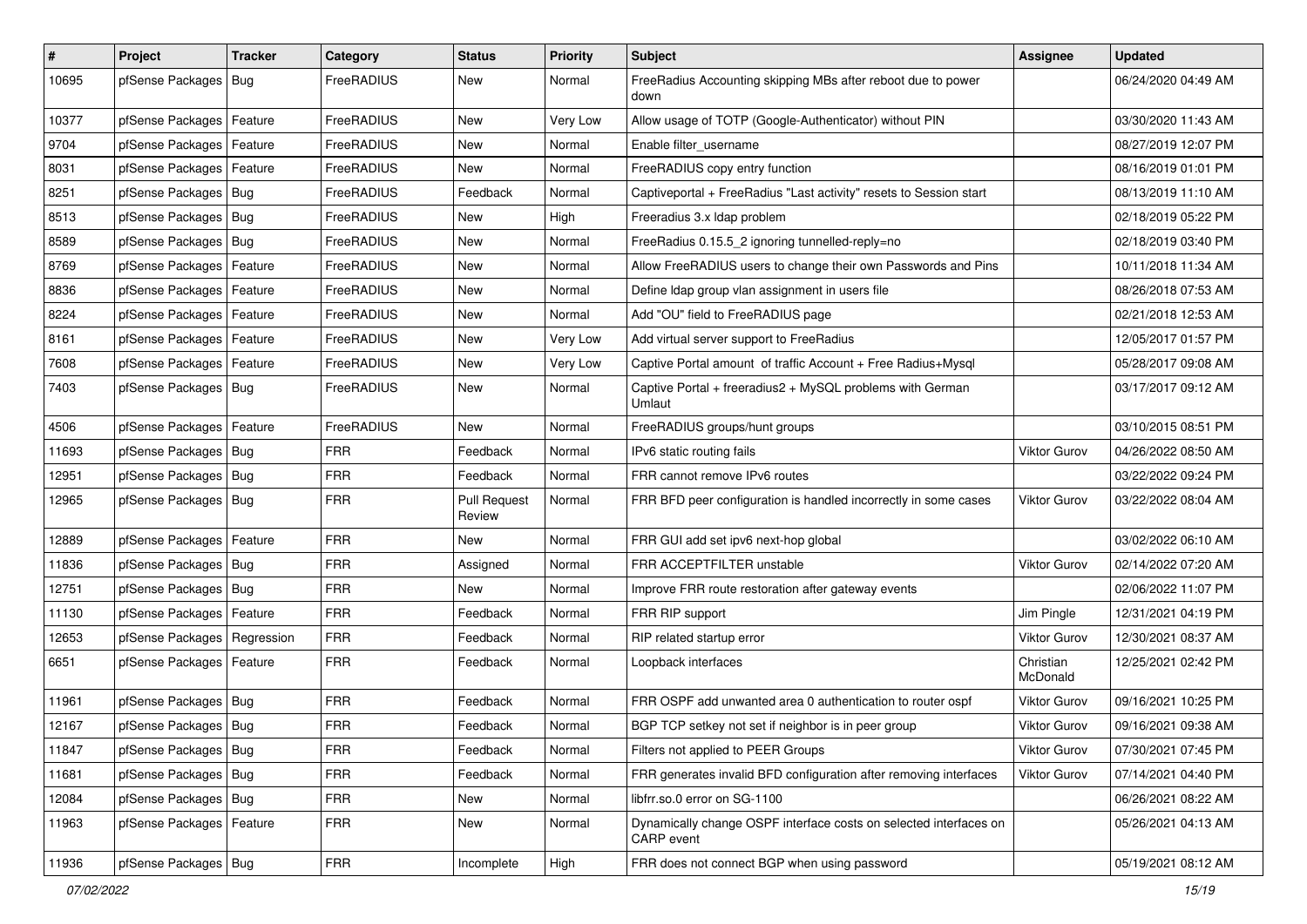| # | Project | Tracker | Category | Status | Priority | Subject | Assignee | Updated |
|---|---|---|---|---|---|---|---|---|
| 10695 | pfSense Packages | Bug | FreeRADIUS | New | Normal | FreeRadius Accounting skipping MBs after reboot due to power down | | 06/24/2020 04:49 AM |
| 10377 | pfSense Packages | Feature | FreeRADIUS | New | Very Low | Allow usage of TOTP (Google-Authenticator) without PIN | | 03/30/2020 11:43 AM |
| 9704 | pfSense Packages | Feature | FreeRADIUS | New | Normal | Enable filter_username | | 08/27/2019 12:07 PM |
| 8031 | pfSense Packages | Feature | FreeRADIUS | New | Normal | FreeRADIUS copy entry function | | 08/16/2019 01:01 PM |
| 8251 | pfSense Packages | Bug | FreeRADIUS | Feedback | Normal | Captiveportal + FreeRadius "Last activity" resets to Session start | | 08/13/2019 11:10 AM |
| 8513 | pfSense Packages | Bug | FreeRADIUS | New | High | Freeradius 3.x ldap problem | | 02/18/2019 05:22 PM |
| 8589 | pfSense Packages | Bug | FreeRADIUS | New | Normal | FreeRadius 0.15.5_2 ignoring tunnelled-reply=no | | 02/18/2019 03:40 PM |
| 8769 | pfSense Packages | Feature | FreeRADIUS | New | Normal | Allow FreeRADIUS users to change their own Passwords and Pins | | 10/11/2018 11:34 AM |
| 8836 | pfSense Packages | Feature | FreeRADIUS | New | Normal | Define ldap group vlan assignment in users file | | 08/26/2018 07:53 AM |
| 8224 | pfSense Packages | Feature | FreeRADIUS | New | Normal | Add "OU" field to FreeRADIUS page | | 02/21/2018 12:53 AM |
| 8161 | pfSense Packages | Feature | FreeRADIUS | New | Very Low | Add virtual server support to FreeRadius | | 12/05/2017 01:57 PM |
| 7608 | pfSense Packages | Feature | FreeRADIUS | New | Very Low | Captive Portal amount of traffic Account + Free Radius+Mysql | | 05/28/2017 09:08 AM |
| 7403 | pfSense Packages | Bug | FreeRADIUS | New | Normal | Captive Portal + freeradius2 + MySQL problems with German Umlaut | | 03/17/2017 09:12 AM |
| 4506 | pfSense Packages | Feature | FreeRADIUS | New | Normal | FreeRADIUS groups/hunt groups | | 03/10/2015 08:51 PM |
| 11693 | pfSense Packages | Bug | FRR | Feedback | Normal | IPv6 static routing fails | Viktor Gurov | 04/26/2022 08:50 AM |
| 12951 | pfSense Packages | Bug | FRR | Feedback | Normal | FRR cannot remove IPv6 routes | | 03/22/2022 09:24 PM |
| 12965 | pfSense Packages | Bug | FRR | Pull Request Review | Normal | FRR BFD peer configuration is handled incorrectly in some cases | Viktor Gurov | 03/22/2022 08:04 AM |
| 12889 | pfSense Packages | Feature | FRR | New | Normal | FRR GUI add set ipv6 next-hop global | | 03/02/2022 06:10 AM |
| 11836 | pfSense Packages | Bug | FRR | Assigned | Normal | FRR ACCEPTFILTER unstable | Viktor Gurov | 02/14/2022 07:20 AM |
| 12751 | pfSense Packages | Bug | FRR | New | Normal | Improve FRR route restoration after gateway events | | 02/06/2022 11:07 PM |
| 11130 | pfSense Packages | Feature | FRR | Feedback | Normal | FRR RIP support | Jim Pingle | 12/31/2021 04:19 PM |
| 12653 | pfSense Packages | Regression | FRR | Feedback | Normal | RIP related startup error | Viktor Gurov | 12/30/2021 08:37 AM |
| 6651 | pfSense Packages | Feature | FRR | Feedback | Normal | Loopback interfaces | Christian McDonald | 12/25/2021 02:42 PM |
| 11961 | pfSense Packages | Bug | FRR | Feedback | Normal | FRR OSPF add unwanted area 0 authentication to router ospf | Viktor Gurov | 09/16/2021 10:25 PM |
| 12167 | pfSense Packages | Bug | FRR | Feedback | Normal | BGP TCP setkey not set if neighbor is in peer group | Viktor Gurov | 09/16/2021 09:38 AM |
| 11847 | pfSense Packages | Bug | FRR | Feedback | Normal | Filters not applied to PEER Groups | Viktor Gurov | 07/30/2021 07:45 PM |
| 11681 | pfSense Packages | Bug | FRR | Feedback | Normal | FRR generates invalid BFD configuration after removing interfaces | Viktor Gurov | 07/14/2021 04:40 PM |
| 12084 | pfSense Packages | Bug | FRR | New | Normal | libfrr.so.0 error on SG-1100 | | 06/26/2021 08:22 AM |
| 11963 | pfSense Packages | Feature | FRR | New | Normal | Dynamically change OSPF interface costs on selected interfaces on CARP event | | 05/26/2021 04:13 AM |
| 11936 | pfSense Packages | Bug | FRR | Incomplete | High | FRR does not connect BGP when using password | | 05/19/2021 08:12 AM |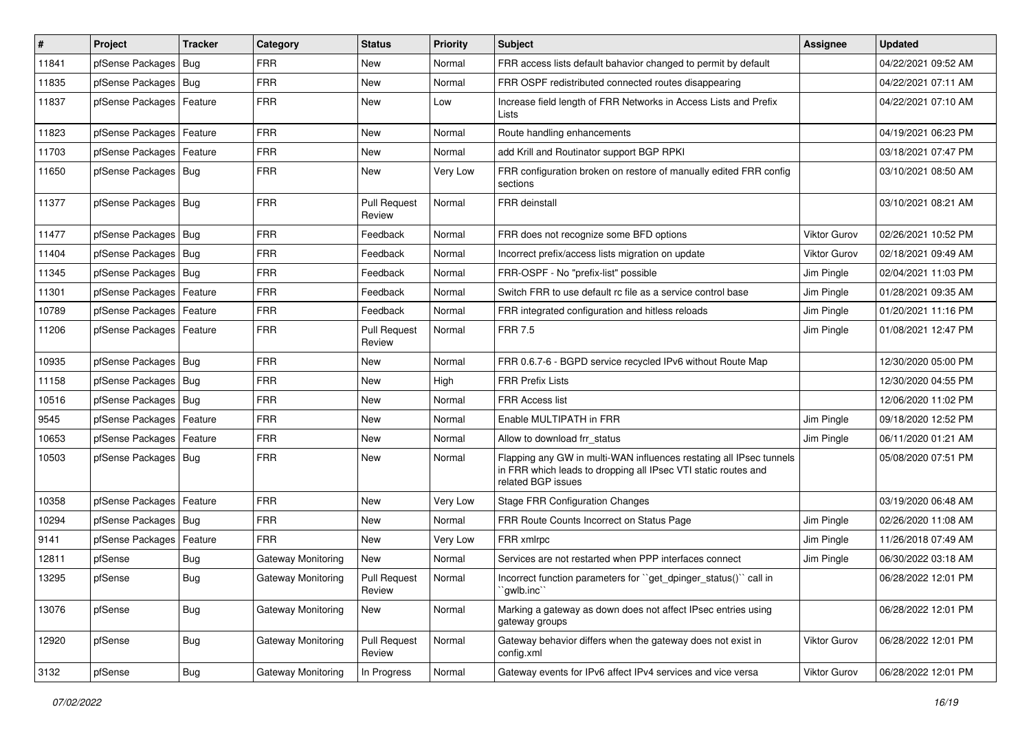| # | Project | Tracker | Category | Status | Priority | Subject | Assignee | Updated |
|---|---|---|---|---|---|---|---|---|
| 11841 | pfSense Packages | Bug | FRR | New | Normal | FRR access lists default bahavior changed to permit by default | | 04/22/2021 09:52 AM |
| 11835 | pfSense Packages | Bug | FRR | New | Normal | FRR OSPF redistributed connected routes disappearing | | 04/22/2021 07:11 AM |
| 11837 | pfSense Packages | Feature | FRR | New | Low | Increase field length of FRR Networks in Access Lists and Prefix Lists | | 04/22/2021 07:10 AM |
| 11823 | pfSense Packages | Feature | FRR | New | Normal | Route handling enhancements | | 04/19/2021 06:23 PM |
| 11703 | pfSense Packages | Feature | FRR | New | Normal | add Krill and Routinator support BGP RPKI | | 03/18/2021 07:47 PM |
| 11650 | pfSense Packages | Bug | FRR | New | Very Low | FRR configuration broken on restore of manually edited FRR config sections | | 03/10/2021 08:50 AM |
| 11377 | pfSense Packages | Bug | FRR | Pull Request Review | Normal | FRR deinstall | | 03/10/2021 08:21 AM |
| 11477 | pfSense Packages | Bug | FRR | Feedback | Normal | FRR does not recognize some BFD options | Viktor Gurov | 02/26/2021 10:52 PM |
| 11404 | pfSense Packages | Bug | FRR | Feedback | Normal | Incorrect prefix/access lists migration on update | Viktor Gurov | 02/18/2021 09:49 AM |
| 11345 | pfSense Packages | Bug | FRR | Feedback | Normal | FRR-OSPF - No "prefix-list" possible | Jim Pingle | 02/04/2021 11:03 PM |
| 11301 | pfSense Packages | Feature | FRR | Feedback | Normal | Switch FRR to use default rc file as a service control base | Jim Pingle | 01/28/2021 09:35 AM |
| 10789 | pfSense Packages | Feature | FRR | Feedback | Normal | FRR integrated configuration and hitless reloads | Jim Pingle | 01/20/2021 11:16 PM |
| 11206 | pfSense Packages | Feature | FRR | Pull Request Review | Normal | FRR 7.5 | Jim Pingle | 01/08/2021 12:47 PM |
| 10935 | pfSense Packages | Bug | FRR | New | Normal | FRR 0.6.7-6 - BGPD service recycled IPv6 without Route Map | | 12/30/2020 05:00 PM |
| 11158 | pfSense Packages | Bug | FRR | New | High | FRR Prefix Lists | | 12/30/2020 04:55 PM |
| 10516 | pfSense Packages | Bug | FRR | New | Normal | FRR Access list | | 12/06/2020 11:02 PM |
| 9545 | pfSense Packages | Feature | FRR | New | Normal | Enable MULTIPATH in FRR | Jim Pingle | 09/18/2020 12:52 PM |
| 10653 | pfSense Packages | Feature | FRR | New | Normal | Allow to download frr_status | Jim Pingle | 06/11/2020 01:21 AM |
| 10503 | pfSense Packages | Bug | FRR | New | Normal | Flapping any GW in multi-WAN influences restating all IPsec tunnels in FRR which leads to dropping all IPsec VTI static routes and related BGP issues | | 05/08/2020 07:51 PM |
| 10358 | pfSense Packages | Feature | FRR | New | Very Low | Stage FRR Configuration Changes | | 03/19/2020 06:48 AM |
| 10294 | pfSense Packages | Bug | FRR | New | Normal | FRR Route Counts Incorrect on Status Page | Jim Pingle | 02/26/2020 11:08 AM |
| 9141 | pfSense Packages | Feature | FRR | New | Very Low | FRR xmlrpc | Jim Pingle | 11/26/2018 07:49 AM |
| 12811 | pfSense | Bug | Gateway Monitoring | New | Normal | Services are not restarted when PPP interfaces connect | Jim Pingle | 06/30/2022 03:18 AM |
| 13295 | pfSense | Bug | Gateway Monitoring | Pull Request Review | Normal | Incorrect function parameters for ``get_dpinger_status()`` call in ``gwlb.inc`` | | 06/28/2022 12:01 PM |
| 13076 | pfSense | Bug | Gateway Monitoring | New | Normal | Marking a gateway as down does not affect IPsec entries using gateway groups | | 06/28/2022 12:01 PM |
| 12920 | pfSense | Bug | Gateway Monitoring | Pull Request Review | Normal | Gateway behavior differs when the gateway does not exist in config.xml | Viktor Gurov | 06/28/2022 12:01 PM |
| 3132 | pfSense | Bug | Gateway Monitoring | In Progress | Normal | Gateway events for IPv6 affect IPv4 services and vice versa | Viktor Gurov | 06/28/2022 12:01 PM |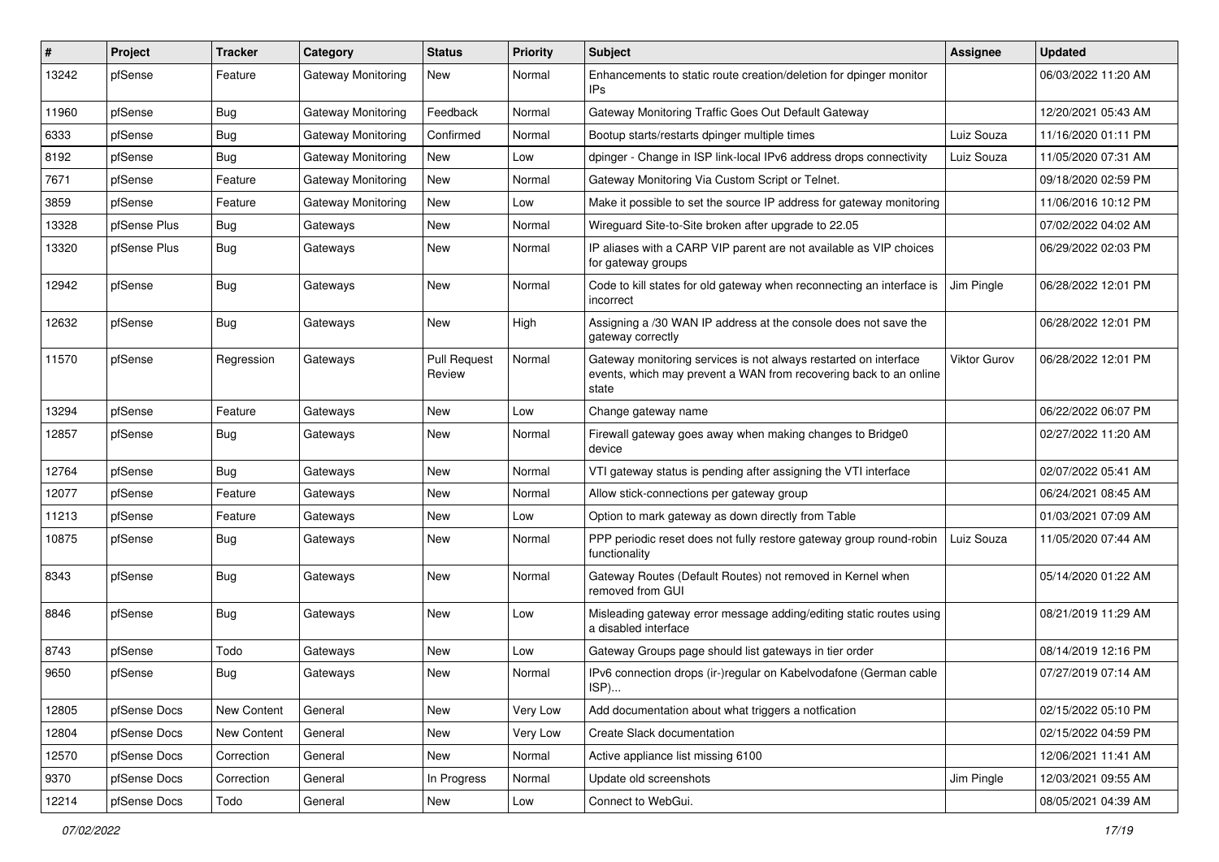| # | Project | Tracker | Category | Status | Priority | Subject | Assignee | Updated |
|---|---|---|---|---|---|---|---|---|
| 13242 | pfSense | Feature | Gateway Monitoring | New | Normal | Enhancements to static route creation/deletion for dpinger monitor IPs | | 06/03/2022 11:20 AM |
| 11960 | pfSense | Bug | Gateway Monitoring | Feedback | Normal | Gateway Monitoring Traffic Goes Out Default Gateway | | 12/20/2021 05:43 AM |
| 6333 | pfSense | Bug | Gateway Monitoring | Confirmed | Normal | Bootup starts/restarts dpinger multiple times | Luiz Souza | 11/16/2020 01:11 PM |
| 8192 | pfSense | Bug | Gateway Monitoring | New | Low | dpinger - Change in ISP link-local IPv6 address drops connectivity | Luiz Souza | 11/05/2020 07:31 AM |
| 7671 | pfSense | Feature | Gateway Monitoring | New | Normal | Gateway Monitoring Via Custom Script or Telnet. | | 09/18/2020 02:59 PM |
| 3859 | pfSense | Feature | Gateway Monitoring | New | Low | Make it possible to set the source IP address for gateway monitoring | | 11/06/2016 10:12 PM |
| 13328 | pfSense Plus | Bug | Gateways | New | Normal | Wireguard Site-to-Site broken after upgrade to 22.05 | | 07/02/2022 04:02 AM |
| 13320 | pfSense Plus | Bug | Gateways | New | Normal | IP aliases with a CARP VIP parent are not available as VIP choices for gateway groups | | 06/29/2022 02:03 PM |
| 12942 | pfSense | Bug | Gateways | New | Normal | Code to kill states for old gateway when reconnecting an interface is incorrect | Jim Pingle | 06/28/2022 12:01 PM |
| 12632 | pfSense | Bug | Gateways | New | High | Assigning a /30 WAN IP address at the console does not save the gateway correctly | | 06/28/2022 12:01 PM |
| 11570 | pfSense | Regression | Gateways | Pull Request Review | Normal | Gateway monitoring services is not always restarted on interface events, which may prevent a WAN from recovering back to an online state | Viktor Gurov | 06/28/2022 12:01 PM |
| 13294 | pfSense | Feature | Gateways | New | Low | Change gateway name | | 06/22/2022 06:07 PM |
| 12857 | pfSense | Bug | Gateways | New | Normal | Firewall gateway goes away when making changes to Bridge0 device | | 02/27/2022 11:20 AM |
| 12764 | pfSense | Bug | Gateways | New | Normal | VTI gateway status is pending after assigning the VTI interface | | 02/07/2022 05:41 AM |
| 12077 | pfSense | Feature | Gateways | New | Normal | Allow stick-connections per gateway group | | 06/24/2021 08:45 AM |
| 11213 | pfSense | Feature | Gateways | New | Low | Option to mark gateway as down directly from Table | | 01/03/2021 07:09 AM |
| 10875 | pfSense | Bug | Gateways | New | Normal | PPP periodic reset does not fully restore gateway group round-robin functionality | Luiz Souza | 11/05/2020 07:44 AM |
| 8343 | pfSense | Bug | Gateways | New | Normal | Gateway Routes (Default Routes) not removed in Kernel when removed from GUI | | 05/14/2020 01:22 AM |
| 8846 | pfSense | Bug | Gateways | New | Low | Misleading gateway error message adding/editing static routes using a disabled interface | | 08/21/2019 11:29 AM |
| 8743 | pfSense | Todo | Gateways | New | Low | Gateway Groups page should list gateways in tier order | | 08/14/2019 12:16 PM |
| 9650 | pfSense | Bug | Gateways | New | Normal | IPv6 connection drops (ir-)regular on Kabelvodafone (German cable ISP)... | | 07/27/2019 07:14 AM |
| 12805 | pfSense Docs | New Content | General | New | Very Low | Add documentation about what triggers a notfication | | 02/15/2022 05:10 PM |
| 12804 | pfSense Docs | New Content | General | New | Very Low | Create Slack documentation | | 02/15/2022 04:59 PM |
| 12570 | pfSense Docs | Correction | General | New | Normal | Active appliance list missing 6100 | | 12/06/2021 11:41 AM |
| 9370 | pfSense Docs | Correction | General | In Progress | Normal | Update old screenshots | Jim Pingle | 12/03/2021 09:55 AM |
| 12214 | pfSense Docs | Todo | General | New | Low | Connect to WebGui. | | 08/05/2021 04:39 AM |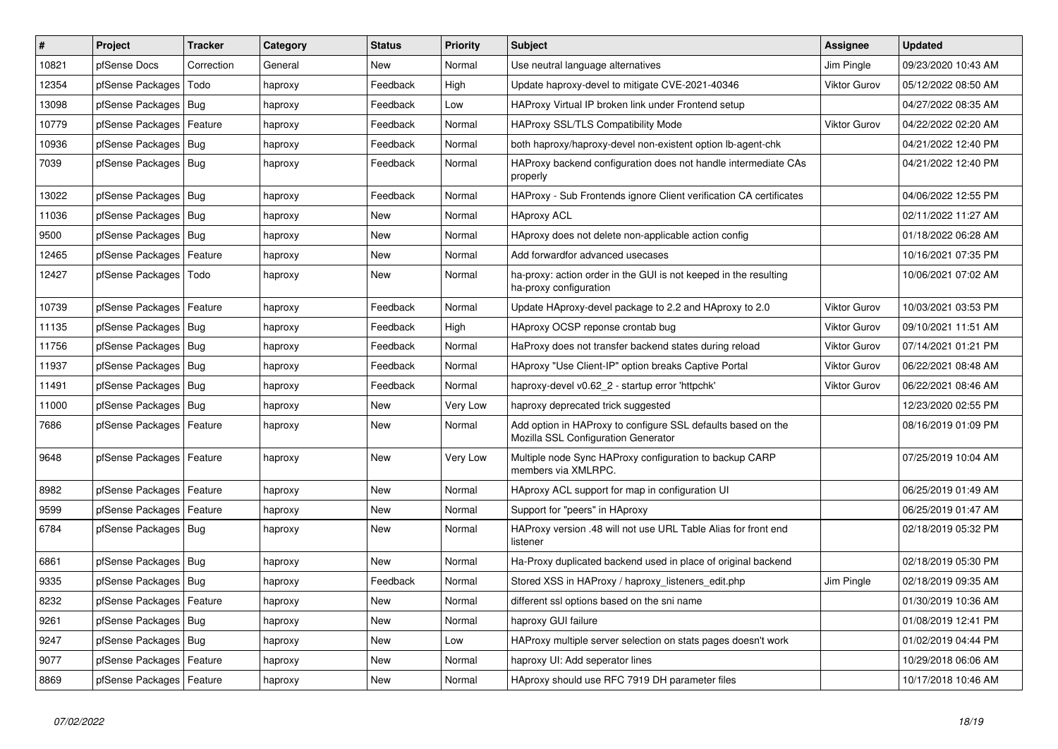| # | Project | Tracker | Category | Status | Priority | Subject | Assignee | Updated |
|---|---|---|---|---|---|---|---|---|
| 10821 | pfSense Docs | Correction | General | New | Normal | Use neutral language alternatives | Jim Pingle | 09/23/2020 10:43 AM |
| 12354 | pfSense Packages | Todo | haproxy | Feedback | High | Update haproxy-devel to mitigate CVE-2021-40346 | Viktor Gurov | 05/12/2022 08:50 AM |
| 13098 | pfSense Packages | Bug | haproxy | Feedback | Low | HAProxy Virtual IP broken link under Frontend setup | | 04/27/2022 08:35 AM |
| 10779 | pfSense Packages | Feature | haproxy | Feedback | Normal | HAProxy SSL/TLS Compatibility Mode | Viktor Gurov | 04/22/2022 02:20 AM |
| 10936 | pfSense Packages | Bug | haproxy | Feedback | Normal | both haproxy/haproxy-devel non-existent option lb-agent-chk | | 04/21/2022 12:40 PM |
| 7039 | pfSense Packages | Bug | haproxy | Feedback | Normal | HAProxy backend configuration does not handle intermediate CAs properly | | 04/21/2022 12:40 PM |
| 13022 | pfSense Packages | Bug | haproxy | Feedback | Normal | HAProxy - Sub Frontends ignore Client verification CA certificates | | 04/06/2022 12:55 PM |
| 11036 | pfSense Packages | Bug | haproxy | New | Normal | HAproxy ACL | | 02/11/2022 11:27 AM |
| 9500 | pfSense Packages | Bug | haproxy | New | Normal | HAproxy does not delete non-applicable action config | | 01/18/2022 06:28 AM |
| 12465 | pfSense Packages | Feature | haproxy | New | Normal | Add forwardfor advanced usecases | | 10/16/2021 07:35 PM |
| 12427 | pfSense Packages | Todo | haproxy | New | Normal | ha-proxy: action order in the GUI is not keeped in the resulting ha-proxy configuration | | 10/06/2021 07:02 AM |
| 10739 | pfSense Packages | Feature | haproxy | Feedback | Normal | Update HAproxy-devel package to 2.2 and HAproxy to 2.0 | Viktor Gurov | 10/03/2021 03:53 PM |
| 11135 | pfSense Packages | Bug | haproxy | Feedback | High | HAproxy OCSP reponse crontab bug | Viktor Gurov | 09/10/2021 11:51 AM |
| 11756 | pfSense Packages | Bug | haproxy | Feedback | Normal | HaProxy does not transfer backend states during reload | Viktor Gurov | 07/14/2021 01:21 PM |
| 11937 | pfSense Packages | Bug | haproxy | Feedback | Normal | HAproxy "Use Client-IP" option breaks Captive Portal | Viktor Gurov | 06/22/2021 08:48 AM |
| 11491 | pfSense Packages | Bug | haproxy | Feedback | Normal | haproxy-devel v0.62_2 - startup error 'httpchk' | Viktor Gurov | 06/22/2021 08:46 AM |
| 11000 | pfSense Packages | Bug | haproxy | New | Very Low | haproxy deprecated trick suggested | | 12/23/2020 02:55 PM |
| 7686 | pfSense Packages | Feature | haproxy | New | Normal | Add option in HAProxy to configure SSL defaults based on the Mozilla SSL Configuration Generator | | 08/16/2019 01:09 PM |
| 9648 | pfSense Packages | Feature | haproxy | New | Very Low | Multiple node Sync HAProxy configuration to backup CARP members via XMLRPC. | | 07/25/2019 10:04 AM |
| 8982 | pfSense Packages | Feature | haproxy | New | Normal | HAproxy ACL support for map in configuration UI | | 06/25/2019 01:49 AM |
| 9599 | pfSense Packages | Feature | haproxy | New | Normal | Support for "peers" in HAproxy | | 06/25/2019 01:47 AM |
| 6784 | pfSense Packages | Bug | haproxy | New | Normal | HAProxy version .48 will not use URL Table Alias for front end listener | | 02/18/2019 05:32 PM |
| 6861 | pfSense Packages | Bug | haproxy | New | Normal | Ha-Proxy duplicated backend used in place of original backend | | 02/18/2019 05:30 PM |
| 9335 | pfSense Packages | Bug | haproxy | Feedback | Normal | Stored XSS in HAProxy / haproxy_listeners_edit.php | Jim Pingle | 02/18/2019 09:35 AM |
| 8232 | pfSense Packages | Feature | haproxy | New | Normal | different ssl options based on the sni name | | 01/30/2019 10:36 AM |
| 9261 | pfSense Packages | Bug | haproxy | New | Normal | haproxy GUI failure | | 01/08/2019 12:41 PM |
| 9247 | pfSense Packages | Bug | haproxy | New | Low | HAProxy multiple server selection on stats pages doesn't work | | 01/02/2019 04:44 PM |
| 9077 | pfSense Packages | Feature | haproxy | New | Normal | haproxy UI: Add seperator lines | | 10/29/2018 06:06 AM |
| 8869 | pfSense Packages | Feature | haproxy | New | Normal | HAproxy should use RFC 7919 DH parameter files | | 10/17/2018 10:46 AM |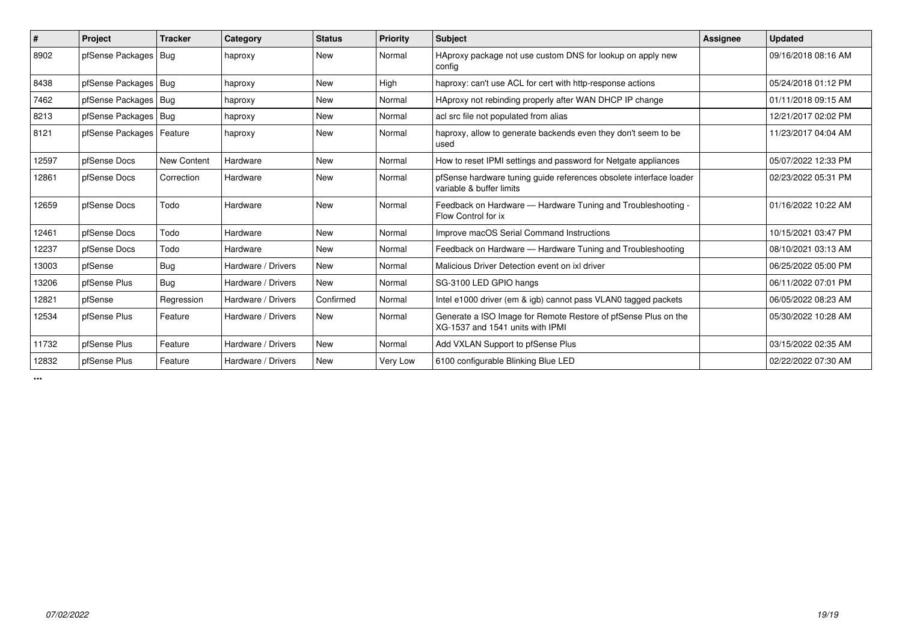| # | Project | Tracker | Category | Status | Priority | Subject | Assignee | Updated |
|---|---|---|---|---|---|---|---|---|
| 8902 | pfSense Packages | Bug | haproxy | New | Normal | HAproxy package not use custom DNS for lookup on apply new config | | 09/16/2018 08:16 AM |
| 8438 | pfSense Packages | Bug | haproxy | New | High | haproxy: can't use ACL for cert with http-response actions | | 05/24/2018 01:12 PM |
| 7462 | pfSense Packages | Bug | haproxy | New | Normal | HAproxy not rebinding properly after WAN DHCP IP change | | 01/11/2018 09:15 AM |
| 8213 | pfSense Packages | Bug | haproxy | New | Normal | acl src file not populated from alias | | 12/21/2017 02:02 PM |
| 8121 | pfSense Packages | Feature | haproxy | New | Normal | haproxy, allow to generate backends even they don't seem to be used | | 11/23/2017 04:04 AM |
| 12597 | pfSense Docs | New Content | Hardware | New | Normal | How to reset IPMI settings and password for Netgate appliances | | 05/07/2022 12:33 PM |
| 12861 | pfSense Docs | Correction | Hardware | New | Normal | pfSense hardware tuning guide references obsolete interface loader variable & buffer limits | | 02/23/2022 05:31 PM |
| 12659 | pfSense Docs | Todo | Hardware | New | Normal | Feedback on Hardware — Hardware Tuning and Troubleshooting - Flow Control for ix | | 01/16/2022 10:22 AM |
| 12461 | pfSense Docs | Todo | Hardware | New | Normal | Improve macOS Serial Command Instructions | | 10/15/2021 03:47 PM |
| 12237 | pfSense Docs | Todo | Hardware | New | Normal | Feedback on Hardware — Hardware Tuning and Troubleshooting | | 08/10/2021 03:13 AM |
| 13003 | pfSense | Bug | Hardware / Drivers | New | Normal | Malicious Driver Detection event on ixl driver | | 06/25/2022 05:00 PM |
| 13206 | pfSense Plus | Bug | Hardware / Drivers | New | Normal | SG-3100 LED GPIO hangs | | 06/11/2022 07:01 PM |
| 12821 | pfSense | Regression | Hardware / Drivers | Confirmed | Normal | Intel e1000 driver (em & igb) cannot pass VLAN0 tagged packets | | 06/05/2022 08:23 AM |
| 12534 | pfSense Plus | Feature | Hardware / Drivers | New | Normal | Generate a ISO Image for Remote Restore of pfSense Plus on the XG-1537 and 1541 units with IPMI | | 05/30/2022 10:28 AM |
| 11732 | pfSense Plus | Feature | Hardware / Drivers | New | Normal | Add VXLAN Support to pfSense Plus | | 03/15/2022 02:35 AM |
| 12832 | pfSense Plus | Feature | Hardware / Drivers | New | Very Low | 6100 configurable Blinking Blue LED | | 02/22/2022 07:30 AM |

...